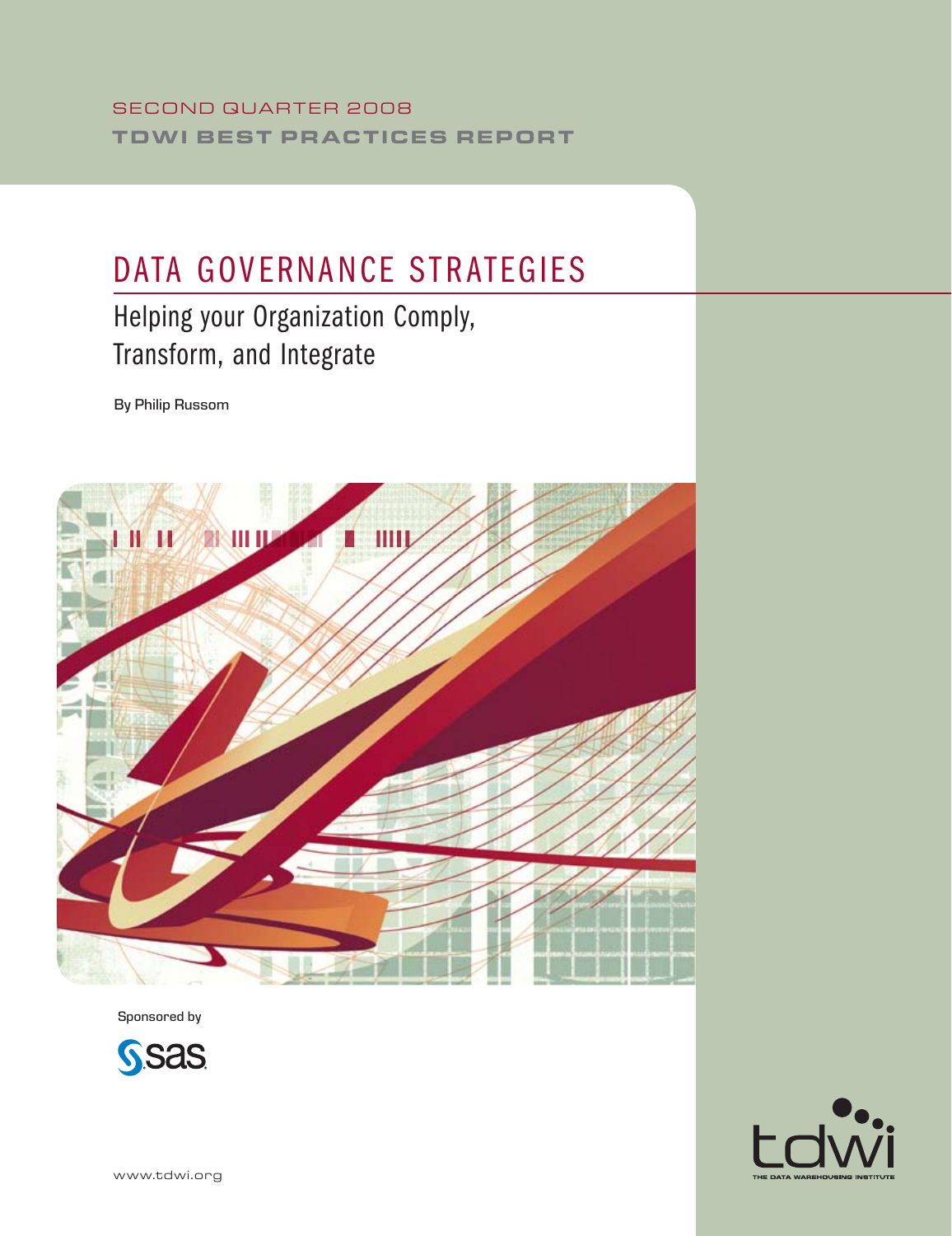SECOND QUARTER 2008

**TDWI BEST PRACTICES REPORT**

# DATA GOVERNANCE STRATEGIES

## Helping your Organization Comply, Transform, and Integrate

By Philip Russom

Sponsored by

SAS

www.tdwi.org

tdwi

THE DATA WAREHOUSING INSTITUTE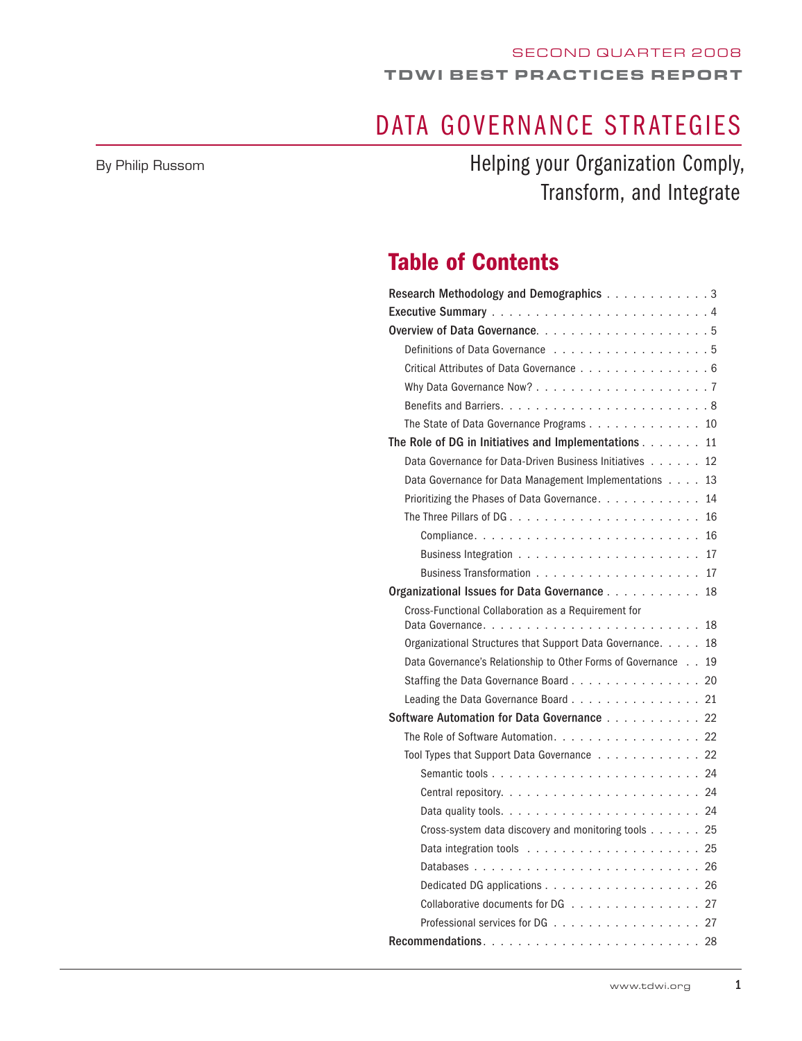SECOND QUARTER 2008

**TDWI BEST PRACTICES REPORT**

# DATA GOVERNANCE STRATEGIES

## Helping your Organization Comply, Transform, and Integrate

By Philip Russom

## Table of Contents

**Research Methodology and Demographics** . . . . . . . . . . . . 3

**Executive Summary** . . . . . . . . . . . . . . . . . . . . . . . . . 4

**Overview of Data Governance** . . . . . . . . . . . . . . . . . . . 5

- Definitions of Data Governance . . . . . . . . . . . . . . . . . 5
- Critical Attributes of Data Governance . . . . . . . . . . . . . 6
- Why Data Governance Now? . . . . . . . . . . . . . . . . . . . 7
- Benefits and Barriers . . . . . . . . . . . . . . . . . . . . . . . 8
- The State of Data Governance Programs . . . . . . . . . . . . 10

**The Role of DG in Initiatives and Implementations** . . . . . . . 11

- Data Governance for Data-Driven Business Initiatives . . . . . . 12
- Data Governance for Data Management Implementations . . . . 13
- Prioritizing the Phases of Data Governance . . . . . . . . . . . 14
- The Three Pillars of DG . . . . . . . . . . . . . . . . . . . . . . 16
    - Compliance . . . . . . . . . . . . . . . . . . . . . . . . . . 16
    - Business Integration . . . . . . . . . . . . . . . . . . . . . 17
    - Business Transformation . . . . . . . . . . . . . . . . . . . 17

**Organizational Issues for Data Governance** . . . . . . . . . . . 18

- Cross-Functional Collaboration as a Requirement for Data Governance . . . . . . . . . . . . . . . . . . . . . . . . . 18
- Organizational Structures that Support Data Governance . . . . . 18
- Data Governance's Relationship to Other Forms of Governance . . 19
- Staffing the Data Governance Board . . . . . . . . . . . . . . . 20
- Leading the Data Governance Board . . . . . . . . . . . . . . . 21

**Software Automation for Data Governance** . . . . . . . . . . . 22

- The Role of Software Automation . . . . . . . . . . . . . . . . . 22
- Tool Types that Support Data Governance . . . . . . . . . . . . 22
    - Semantic tools . . . . . . . . . . . . . . . . . . . . . . . . 24
    - Central repository . . . . . . . . . . . . . . . . . . . . . . 24
    - Data quality tools . . . . . . . . . . . . . . . . . . . . . . 24
    - Cross-system data discovery and monitoring tools . . . . . . 25
    - Data integration tools . . . . . . . . . . . . . . . . . . . . 25
    - Databases . . . . . . . . . . . . . . . . . . . . . . . . . . 26
    - Dedicated DG applications . . . . . . . . . . . . . . . . . . 26
    - Collaborative documents for DG . . . . . . . . . . . . . . . 27
    - Professional services for DG . . . . . . . . . . . . . . . . . 27

**Recommendations** . . . . . . . . . . . . . . . . . . . . . . . . . 28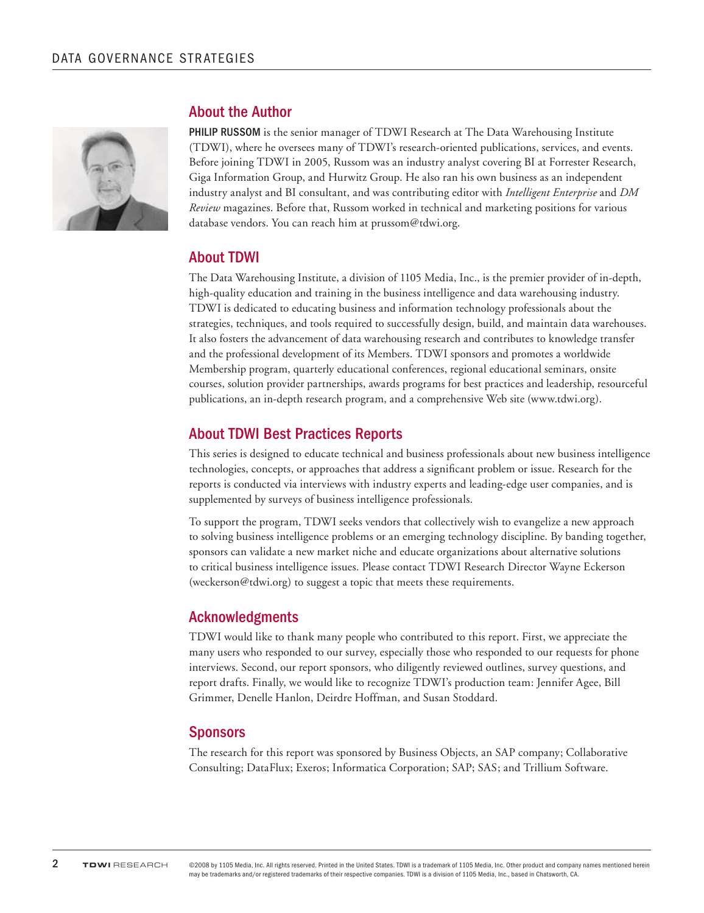## About the Author

**PHILIP RUSSOM** is the senior manager of TDWI Research at The Data Warehousing Institute (TDWI), where he oversees many of TDWI's research-oriented publications, services, and events. Before joining TDWI in 2005, Russom was an industry analyst covering BI at Forrester Research, Giga Information Group, and Hurwitz Group. He also ran his own business as an independent industry analyst and BI consultant, and was contributing editor with *Intelligent Enterprise* and *DM Review* magazines. Before that, Russom worked in technical and marketing positions for various database vendors. You can reach him at prussom@tdwi.org.

## About TDWI

The Data Warehousing Institute, a division of 1105 Media, Inc., is the premier provider of in-depth, high-quality education and training in the business intelligence and data warehousing industry. TDWI is dedicated to educating business and information technology professionals about the strategies, techniques, and tools required to successfully design, build, and maintain data warehouses. It also fosters the advancement of data warehousing research and contributes to knowledge transfer and the professional development of its Members. TDWI sponsors and promotes a worldwide Membership program, quarterly educational conferences, regional educational seminars, onsite courses, solution provider partnerships, awards programs for best practices and leadership, resourceful publications, an in-depth research program, and a comprehensive Web site (www.tdwi.org).

## About TDWI Best Practices Reports

This series is designed to educate technical and business professionals about new business intelligence technologies, concepts, or approaches that address a significant problem or issue. Research for the reports is conducted via interviews with industry experts and leading-edge user companies, and is supplemented by surveys of business intelligence professionals.

To support the program, TDWI seeks vendors that collectively wish to evangelize a new approach to solving business intelligence problems or an emerging technology discipline. By banding together, sponsors can validate a new market niche and educate organizations about alternative solutions to critical business intelligence issues. Please contact TDWI Research Director Wayne Eckerson (weckerson@tdwi.org) to suggest a topic that meets these requirements.

## Acknowledgments

TDWI would like to thank many people who contributed to this report. First, we appreciate the many users who responded to our survey, especially those who responded to our requests for phone interviews. Second, our report sponsors, who diligently reviewed outlines, survey questions, and report drafts. Finally, we would like to recognize TDWI's production team: Jennifer Agee, Bill Grimmer, Denelle Hanlon, Deirdre Hoffman, and Susan Stoddard.

## Sponsors

The research for this report was sponsored by Business Objects, an SAP company; Collaborative Consulting; DataFlux; Exeros; Informatica Corporation; SAP; SAS; and Trillium Software.

©2008 by 1105 Media, Inc. All rights reserved. Printed in the United States. TDWI is a trademark of 1105 Media, Inc. Other product and company names mentioned herein may be trademarks and/or registered trademarks of their respective companies. TDWI is a division of 1105 Media, Inc., based in Chatsworth, CA.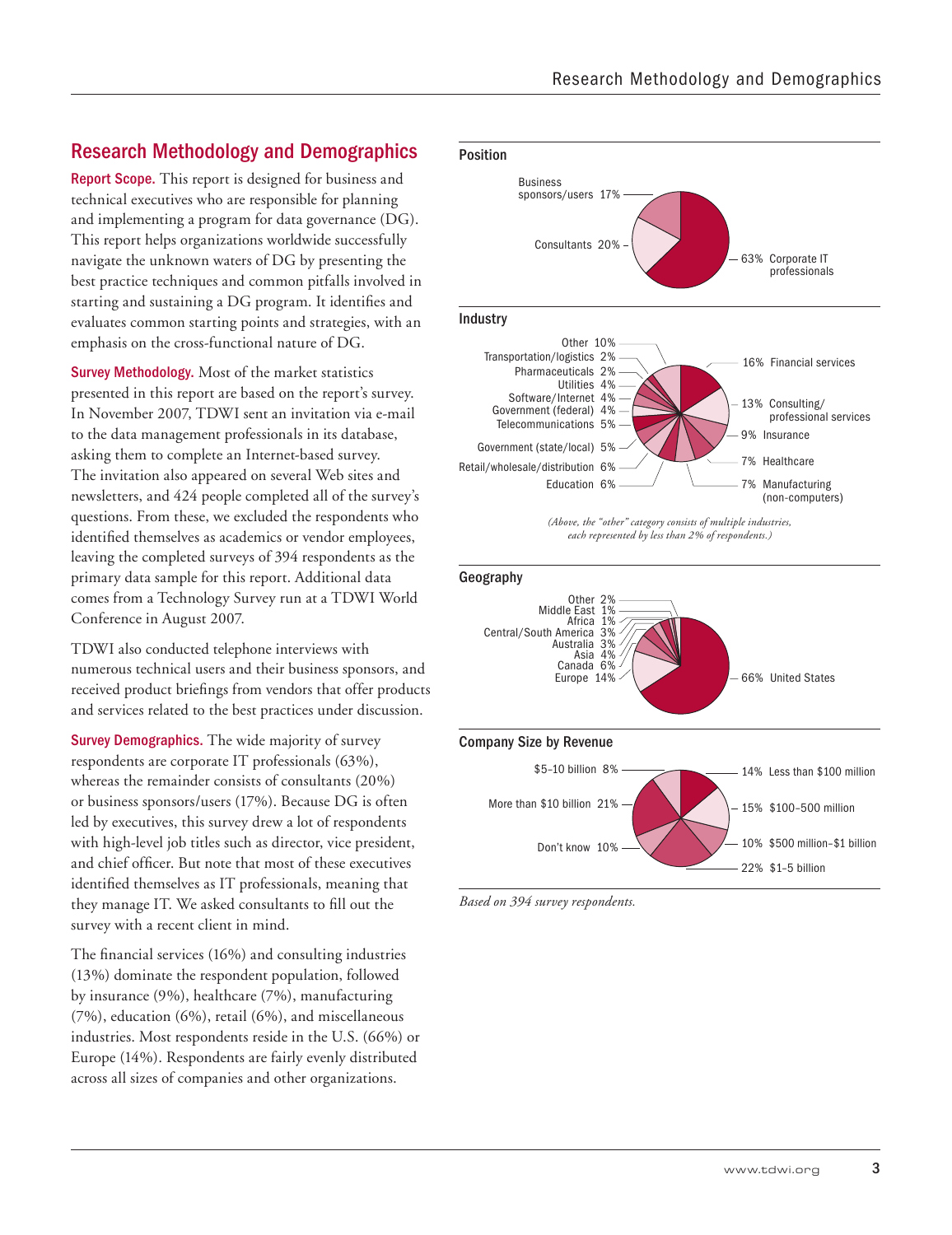## Research Methodology and Demographics

**Report Scope.** This report is designed for business and technical executives who are responsible for planning and implementing a program for data governance (DG). This report helps organizations worldwide successfully navigate the unknown waters of DG by presenting the best practice techniques and common pitfalls involved in starting and sustaining a DG program. It identifies and evaluates common starting points and strategies, with an emphasis on the cross-functional nature of DG.

**Survey Methodology.** Most of the market statistics presented in this report are based on the report's survey. In November 2007, TDWI sent an invitation via e-mail to the data management professionals in its database, asking them to complete an Internet-based survey. The invitation also appeared on several Web sites and newsletters, and 424 people completed all of the survey's questions. From these, we excluded the respondents who identified themselves as academics or vendor employees, leaving the completed surveys of 394 respondents as the primary data sample for this report. Additional data comes from a Technology Survey run at a TDWI World Conference in August 2007.

TDWI also conducted telephone interviews with numerous technical users and their business sponsors, and received product briefings from vendors that offer products and services related to the best practices under discussion.

**Survey Demographics.** The wide majority of survey respondents are corporate IT professionals (63%), whereas the remainder consists of consultants (20%) or business sponsors/users (17%). Because DG is often led by executives, this survey drew a lot of respondents with high-level job titles such as director, vice president, and chief officer. But note that most of these executives identified themselves as IT professionals, meaning that they manage IT. We asked consultants to fill out the survey with a recent client in mind.

The financial services (16%) and consulting industries (13%) dominate the respondent population, followed by insurance (9%), healthcare (7%), manufacturing (7%), education (6%), retail (6%), and miscellaneous industries. Most respondents reside in the U.S. (66%) or Europe (14%). Respondents are fairly evenly distributed across all sizes of companies and other organizations.

### Position

| Position | % |
|---|---|
| Corporate IT professionals | 63% |
| Consultants | 20% |
| Business sponsors/users | 17% |

### Industry

| Industry | % |
|---|---|
| Financial services | 16% |
| Consulting/professional services | 13% |
| Insurance | 9% |
| Healthcare | 7% |
| Manufacturing (non-computers) | 7% |
| Education | 6% |
| Retail/wholesale/distribution | 6% |
| Government (state/local) | 5% |
| Telecommunications | 5% |
| Government (federal) | 4% |
| Software/Internet | 4% |
| Utilities | 4% |
| Pharmaceuticals | 2% |
| Transportation/logistics | 2% |
| Other | 10% |

*(Above, the "other" category consists of multiple industries, each represented by less than 2% of respondents.)*

### Geography

| Geography | % |
|---|---|
| United States | 66% |
| Europe | 14% |
| Canada | 6% |
| Asia | 4% |
| Australia | 3% |
| Central/South America | 3% |
| Africa | 1% |
| Middle East | 1% |
| Other | 2% |

### Company Size by Revenue

| Company Size by Revenue | % |
|---|---|
| Less than $100 million | 14% |
| $100–500 million | 15% |
| $500 million–$1 billion | 10% |
| $1–5 billion | 22% |
| Don't know | 10% |
| More than $10 billion | 21% |
| $5–10 billion | 8% |

*Based on 394 survey respondents.*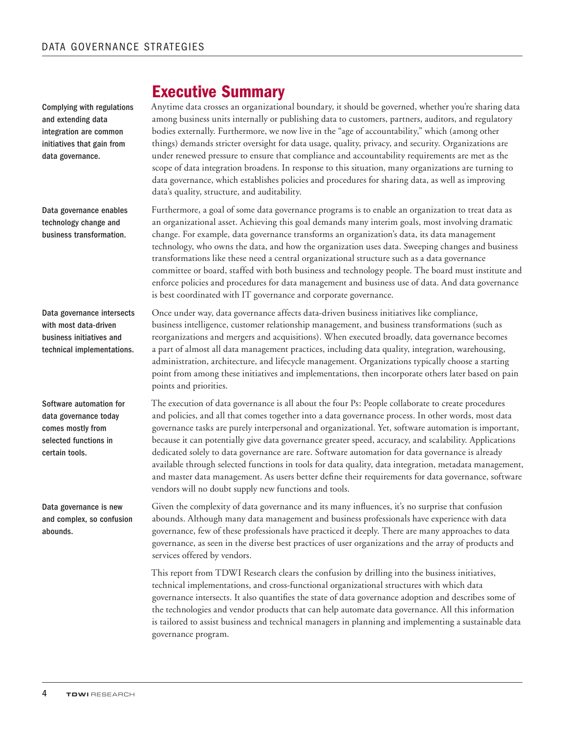## Executive Summary

**Complying with regulations and extending data integration are common initiatives that gain from data governance.**

Anytime data crosses an organizational boundary, it should be governed, whether you're sharing data among business units internally or publishing data to customers, partners, auditors, and regulatory bodies externally. Furthermore, we now live in the "age of accountability," which (among other things) demands stricter oversight for data usage, quality, privacy, and security. Organizations are under renewed pressure to ensure that compliance and accountability requirements are met as the scope of data integration broadens. In response to this situation, many organizations are turning to data governance, which establishes policies and procedures for sharing data, as well as improving data's quality, structure, and auditability.

**Data governance enables technology change and business transformation.**

Furthermore, a goal of some data governance programs is to enable an organization to treat data as an organizational asset. Achieving this goal demands many interim goals, most involving dramatic change. For example, data governance transforms an organization's data, its data management technology, who owns the data, and how the organization uses data. Sweeping changes and business transformations like these need a central organizational structure such as a data governance committee or board, staffed with both business and technology people. The board must institute and enforce policies and procedures for data management and business use of data. And data governance is best coordinated with IT governance and corporate governance.

**Data governance intersects with most data-driven business initiatives and technical implementations.**

Once under way, data governance affects data-driven business initiatives like compliance, business intelligence, customer relationship management, and business transformations (such as reorganizations and mergers and acquisitions). When executed broadly, data governance becomes a part of almost all data management practices, including data quality, integration, warehousing, administration, architecture, and lifecycle management. Organizations typically choose a starting point from among these initiatives and implementations, then incorporate others later based on pain points and priorities.

**Software automation for data governance today comes mostly from selected functions in certain tools.**

The execution of data governance is all about the four Ps: People collaborate to create procedures and policies, and all that comes together into a data governance process. In other words, most data governance tasks are purely interpersonal and organizational. Yet, software automation is important, because it can potentially give data governance greater speed, accuracy, and scalability. Applications dedicated solely to data governance are rare. Software automation for data governance is already available through selected functions in tools for data quality, data integration, metadata management, and master data management. As users better define their requirements for data governance, software vendors will no doubt supply new functions and tools.

**Data governance is new and complex, so confusion abounds.**

Given the complexity of data governance and its many influences, it's no surprise that confusion abounds. Although many data management and business professionals have experience with data governance, few of these professionals have practiced it deeply. There are many approaches to data governance, as seen in the diverse best practices of user organizations and the array of products and services offered by vendors.

This report from TDWI Research clears the confusion by drilling into the business initiatives, technical implementations, and cross-functional organizational structures with which data governance intersects. It also quantifies the state of data governance adoption and describes some of the technologies and vendor products that can help automate data governance. All this information is tailored to assist business and technical managers in planning and implementing a sustainable data governance program.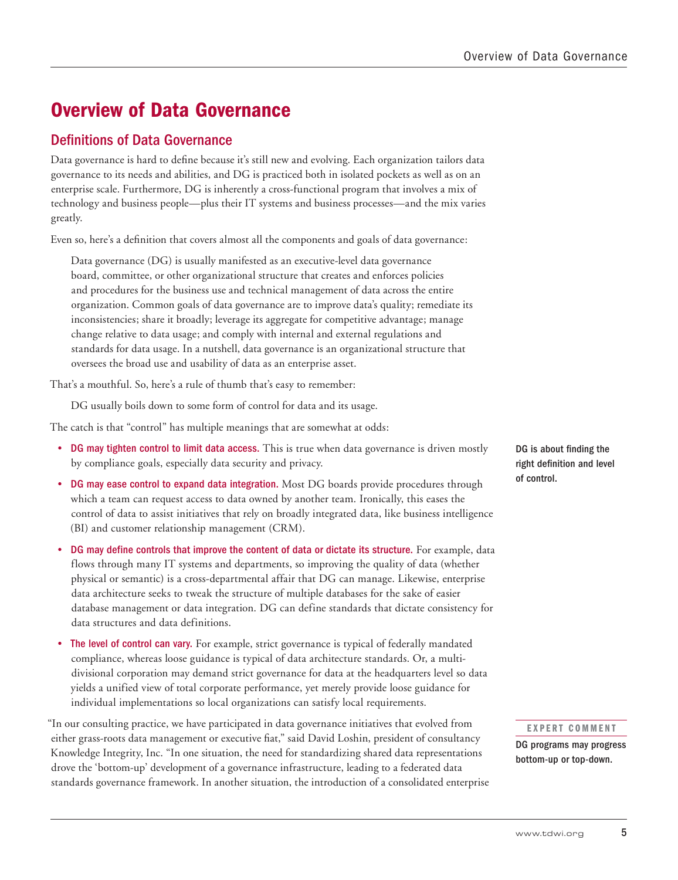# Overview of Data Governance

## Definitions of Data Governance

Data governance is hard to define because it's still new and evolving. Each organization tailors data governance to its needs and abilities, and DG is practiced both in isolated pockets as well as on an enterprise scale. Furthermore, DG is inherently a cross-functional program that involves a mix of technology and business people—plus their IT systems and business processes—and the mix varies greatly.

Even so, here's a definition that covers almost all the components and goals of data governance:

> Data governance (DG) is usually manifested as an executive-level data governance board, committee, or other organizational structure that creates and enforces policies and procedures for the business use and technical management of data across the entire organization. Common goals of data governance are to improve data's quality; remediate its inconsistencies; share it broadly; leverage its aggregate for competitive advantage; manage change relative to data usage; and comply with internal and external regulations and standards for data usage. In a nutshell, data governance is an organizational structure that oversees the broad use and usability of data as an enterprise asset.

That's a mouthful. So, here's a rule of thumb that's easy to remember:

> DG usually boils down to some form of control for data and its usage.

The catch is that "control" has multiple meanings that are somewhat at odds:

**DG is about finding the right definition and level of control.**

- **DG may tighten control to limit data access.** This is true when data governance is driven mostly by compliance goals, especially data security and privacy.
- **DG may ease control to expand data integration.** Most DG boards provide procedures through which a team can request access to data owned by another team. Ironically, this eases the control of data to assist initiatives that rely on broadly integrated data, like business intelligence (BI) and customer relationship management (CRM).
- **DG may define controls that improve the content of data or dictate its structure.** For example, data flows through many IT systems and departments, so improving the quality of data (whether physical or semantic) is a cross-departmental affair that DG can manage. Likewise, enterprise data architecture seeks to tweak the structure of multiple databases for the sake of easier database management or data integration. DG can define standards that dictate consistency for data structures and data definitions.
- **The level of control can vary.** For example, strict governance is typical of federally mandated compliance, whereas loose guidance is typical of data architecture standards. Or, a multi-divisional corporation may demand strict governance for data at the headquarters level so data yields a unified view of total corporate performance, yet merely provide loose guidance for individual implementations so local organizations can satisfy local requirements.

**EXPERT COMMENT**

**DG programs may progress bottom-up or top-down.**

"In our consulting practice, we have participated in data governance initiatives that evolved from either grass-roots data management or executive fiat," said David Loshin, president of consultancy Knowledge Integrity, Inc. "In one situation, the need for standardizing shared data representations drove the 'bottom-up' development of a governance infrastructure, leading to a federated data standards governance framework. In another situation, the introduction of a consolidated enterprise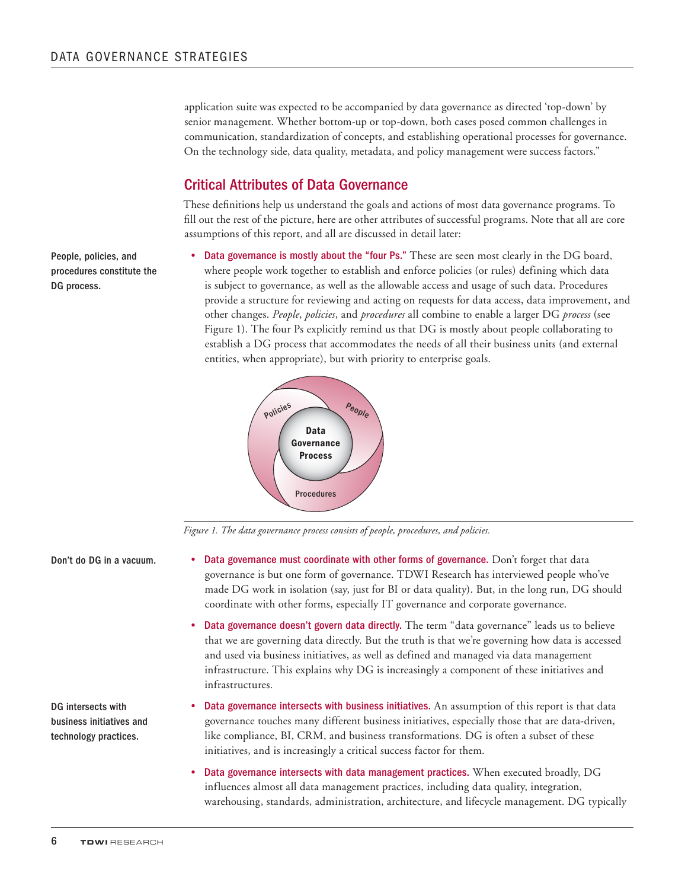application suite was expected to be accompanied by data governance as directed 'top-down' by senior management. Whether bottom-up or top-down, both cases posed common challenges in communication, standardization of concepts, and establishing operational processes for governance. On the technology side, data quality, metadata, and policy management were success factors."

## Critical Attributes of Data Governance

These definitions help us understand the goals and actions of most data governance programs. To fill out the rest of the picture, here are other attributes of successful programs. Note that all are core assumptions of this report, and all are discussed in detail later:

**People, policies, and procedures constitute the DG process.**

- **Data governance is mostly about the "four Ps."** These are seen most clearly in the DG board, where people work together to establish and enforce policies (or rules) defining which data is subject to governance, as well as the allowable access and usage of such data. Procedures provide a structure for reviewing and acting on requests for data access, data improvement, and other changes. *People*, *policies*, and *procedures* all combine to enable a larger DG *process* (see Figure 1). The four Ps explicitly remind us that DG is mostly about people collaborating to establish a DG process that accommodates the needs of all their business units (and external entities, when appropriate), but with priority to enterprise goals.

Policies — People — Procedures — Data Governance Process

*Figure 1. The data governance process consists of people, procedures, and policies.*

**Don't do DG in a vacuum.**

- **Data governance must coordinate with other forms of governance.** Don't forget that data governance is but one form of governance. TDWI Research has interviewed people who've made DG work in isolation (say, just for BI or data quality). But, in the long run, DG should coordinate with other forms, especially IT governance and corporate governance.

- **Data governance doesn't govern data directly.** The term "data governance" leads us to believe that we are governing data directly. But the truth is that we're governing how data is accessed and used via business initiatives, as well as defined and managed via data management infrastructure. This explains why DG is increasingly a component of these initiatives and infrastructures.

**DG intersects with business initiatives and technology practices.**

- **Data governance intersects with business initiatives.** An assumption of this report is that data governance touches many different business initiatives, especially those that are data-driven, like compliance, BI, CRM, and business transformations. DG is often a subset of these initiatives, and is increasingly a critical success factor for them.

- **Data governance intersects with data management practices.** When executed broadly, DG influences almost all data management practices, including data quality, integration, warehousing, standards, administration, architecture, and lifecycle management. DG typically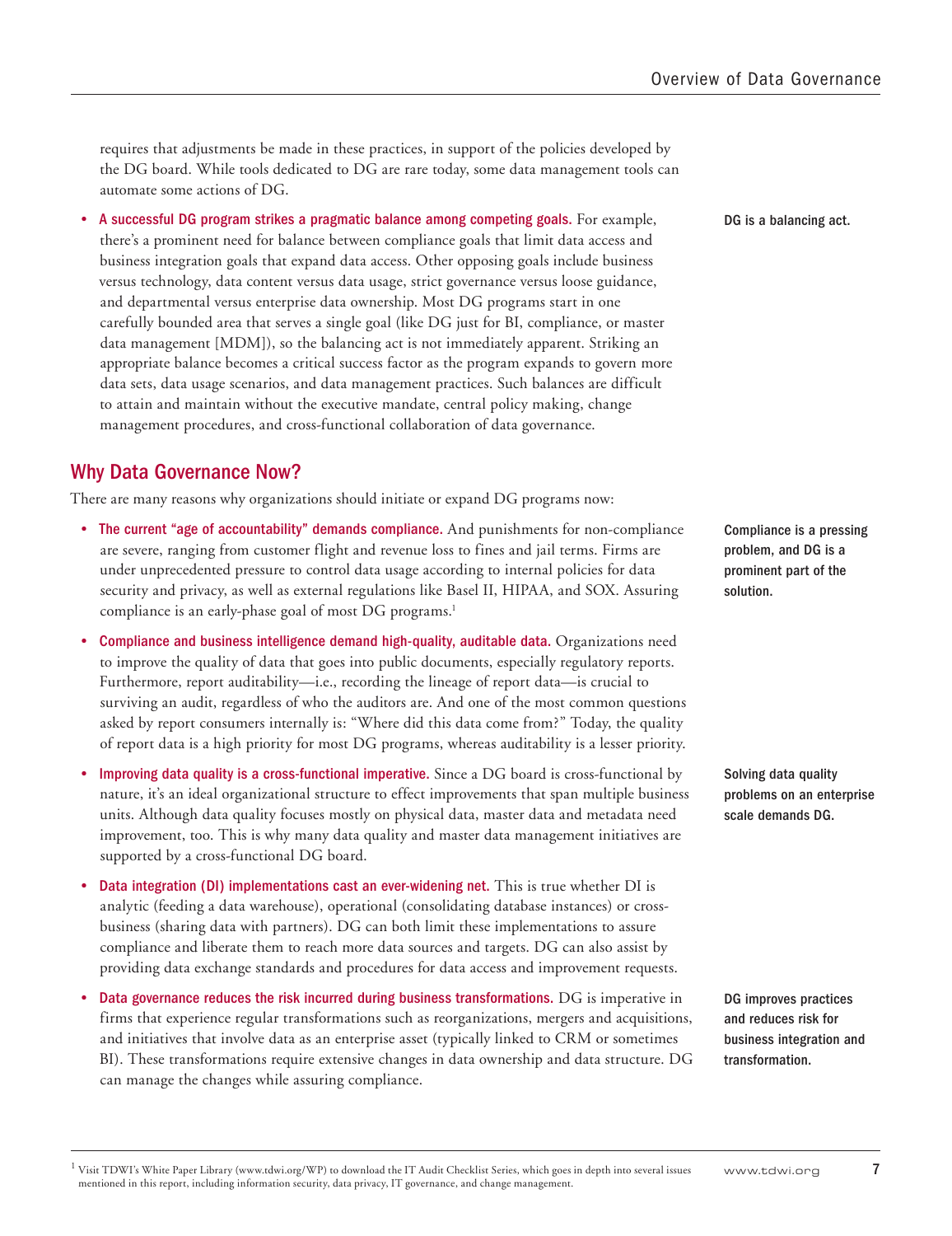requires that adjustments be made in these practices, in support of the policies developed by the DG board. While tools dedicated to DG are rare today, some data management tools can automate some actions of DG.

- **A successful DG program strikes a pragmatic balance among competing goals.** For example, there's a prominent need for balance between compliance goals that limit data access and business integration goals that expand data access. Other opposing goals include business versus technology, data content versus data usage, strict governance versus loose guidance, and departmental versus enterprise data ownership. Most DG programs start in one carefully bounded area that serves a single goal (like DG just for BI, compliance, or master data management [MDM]), so the balancing act is not immediately apparent. Striking an appropriate balance becomes a critical success factor as the program expands to govern more data sets, data usage scenarios, and data management practices. Such balances are difficult to attain and maintain without the executive mandate, central policy making, change management procedures, and cross-functional collaboration of data governance.

**DG is a balancing act.**

## Why Data Governance Now?

There are many reasons why organizations should initiate or expand DG programs now:

- **The current "age of accountability" demands compliance.** And punishments for non-compliance are severe, ranging from customer flight and revenue loss to fines and jail terms. Firms are under unprecedented pressure to control data usage according to internal policies for data security and privacy, as well as external regulations like Basel II, HIPAA, and SOX. Assuring compliance is an early-phase goal of most DG programs.[1]

**Compliance is a pressing problem, and DG is a prominent part of the solution.**

- **Compliance and business intelligence demand high-quality, auditable data.** Organizations need to improve the quality of data that goes into public documents, especially regulatory reports. Furthermore, report auditability—i.e., recording the lineage of report data—is crucial to surviving an audit, regardless of who the auditors are. And one of the most common questions asked by report consumers internally is: "Where did this data come from?" Today, the quality of report data is a high priority for most DG programs, whereas auditability is a lesser priority.

- **Improving data quality is a cross-functional imperative.** Since a DG board is cross-functional by nature, it's an ideal organizational structure to effect improvements that span multiple business units. Although data quality focuses mostly on physical data, master data and metadata need improvement, too. This is why many data quality and master data management initiatives are supported by a cross-functional DG board.

**Solving data quality problems on an enterprise scale demands DG.**

- **Data integration (DI) implementations cast an ever-widening net.** This is true whether DI is analytic (feeding a data warehouse), operational (consolidating database instances) or cross-business (sharing data with partners). DG can both limit these implementations to assure compliance and liberate them to reach more data sources and targets. DG can also assist by providing data exchange standards and procedures for data access and improvement requests.

- **Data governance reduces the risk incurred during business transformations.** DG is imperative in firms that experience regular transformations such as reorganizations, mergers and acquisitions, and initiatives that involve data as an enterprise asset (typically linked to CRM or sometimes BI). These transformations require extensive changes in data ownership and data structure. DG can manage the changes while assuring compliance.

**DG improves practices and reduces risk for business integration and transformation.**

[1] Visit TDWI's White Paper Library (www.tdwi.org/WP) to download the IT Audit Checklist Series, which goes in depth into several issues mentioned in this report, including information security, data privacy, IT governance, and change management.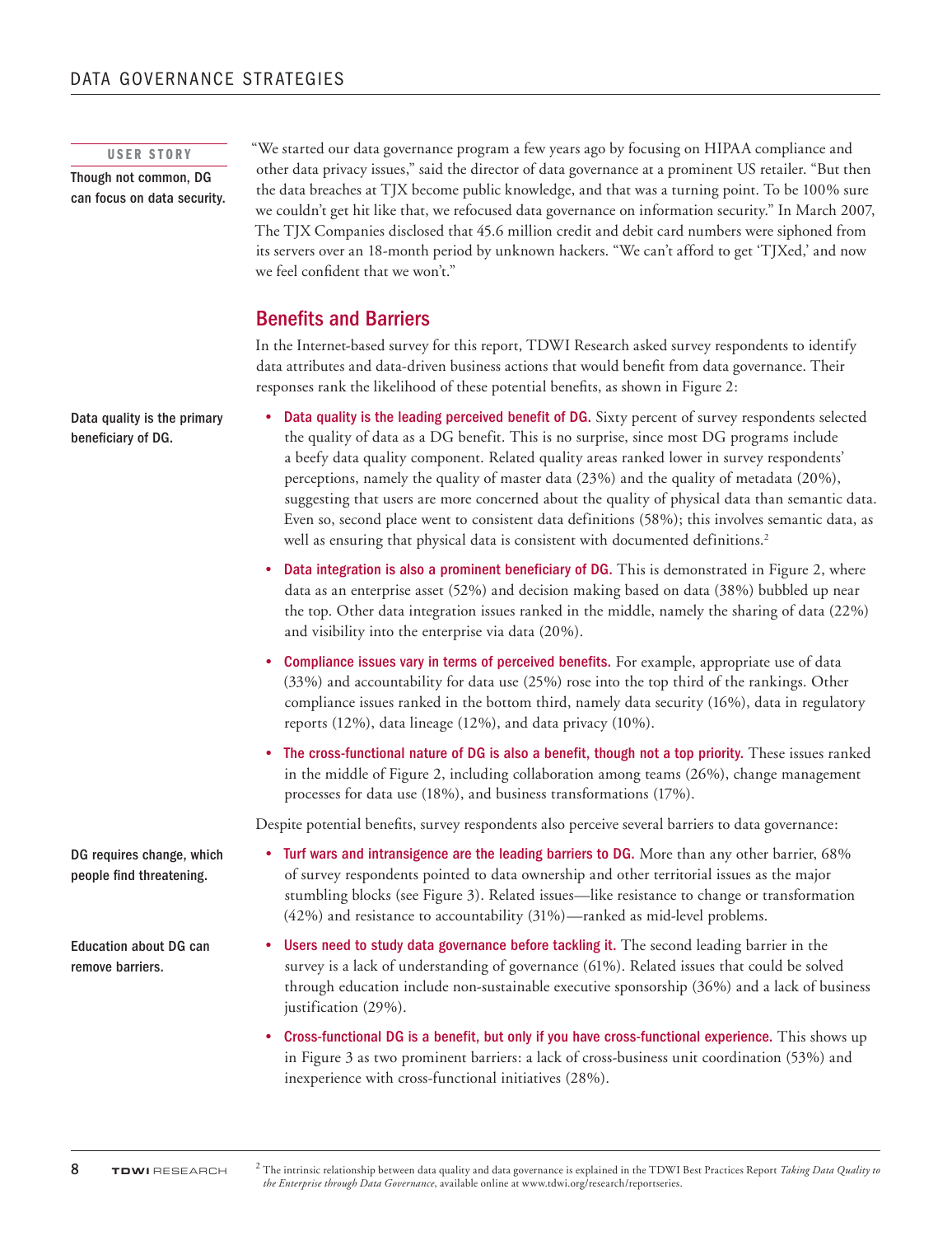**USER STORY**

**Though not common, DG can focus on data security.**

"We started our data governance program a few years ago by focusing on HIPAA compliance and other data privacy issues," said the director of data governance at a prominent US retailer. "But then the data breaches at TJX become public knowledge, and that was a turning point. To be 100% sure we couldn't get hit like that, we refocused data governance on information security." In March 2007, The TJX Companies disclosed that 45.6 million credit and debit card numbers were siphoned from its servers over an 18-month period by unknown hackers. "We can't afford to get 'TJXed,' and now we feel confident that we won't."

## Benefits and Barriers

In the Internet-based survey for this report, TDWI Research asked survey respondents to identify data attributes and data-driven business actions that would benefit from data governance. Their responses rank the likelihood of these potential benefits, as shown in Figure 2:

**Data quality is the primary beneficiary of DG.**

- **Data quality is the leading perceived benefit of DG.** Sixty percent of survey respondents selected the quality of data as a DG benefit. This is no surprise, since most DG programs include a beefy data quality component. Related quality areas ranked lower in survey respondents' perceptions, namely the quality of master data (23%) and the quality of metadata (20%), suggesting that users are more concerned about the quality of physical data than semantic data. Even so, second place went to consistent data definitions (58%); this involves semantic data, as well as ensuring that physical data is consistent with documented definitions.[2]
- **Data integration is also a prominent beneficiary of DG.** This is demonstrated in Figure 2, where data as an enterprise asset (52%) and decision making based on data (38%) bubbled up near the top. Other data integration issues ranked in the middle, namely the sharing of data (22%) and visibility into the enterprise via data (20%).
- **Compliance issues vary in terms of perceived benefits.** For example, appropriate use of data (33%) and accountability for data use (25%) rose into the top third of the rankings. Other compliance issues ranked in the bottom third, namely data security (16%), data in regulatory reports (12%), data lineage (12%), and data privacy (10%).
- **The cross-functional nature of DG is also a benefit, though not a top priority.** These issues ranked in the middle of Figure 2, including collaboration among teams (26%), change management processes for data use (18%), and business transformations (17%).

Despite potential benefits, survey respondents also perceive several barriers to data governance:

**DG requires change, which people find threatening.**

- **Turf wars and intransigence are the leading barriers to DG.** More than any other barrier, 68% of survey respondents pointed to data ownership and other territorial issues as the major stumbling blocks (see Figure 3). Related issues—like resistance to change or transformation (42%) and resistance to accountability (31%)—ranked as mid-level problems.

**Education about DG can remove barriers.**

- **Users need to study data governance before tackling it.** The second leading barrier in the survey is a lack of understanding of governance (61%). Related issues that could be solved through education include non-sustainable executive sponsorship (36%) and a lack of business justification (29%).
- **Cross-functional DG is a benefit, but only if you have cross-functional experience.** This shows up in Figure 3 as two prominent barriers: a lack of cross-business unit coordination (53%) and inexperience with cross-functional initiatives (28%).

[2] The intrinsic relationship between data quality and data governance is explained in the TDWI Best Practices Report *Taking Data Quality to the Enterprise through Data Governance*, available online at www.tdwi.org/research/reportseries.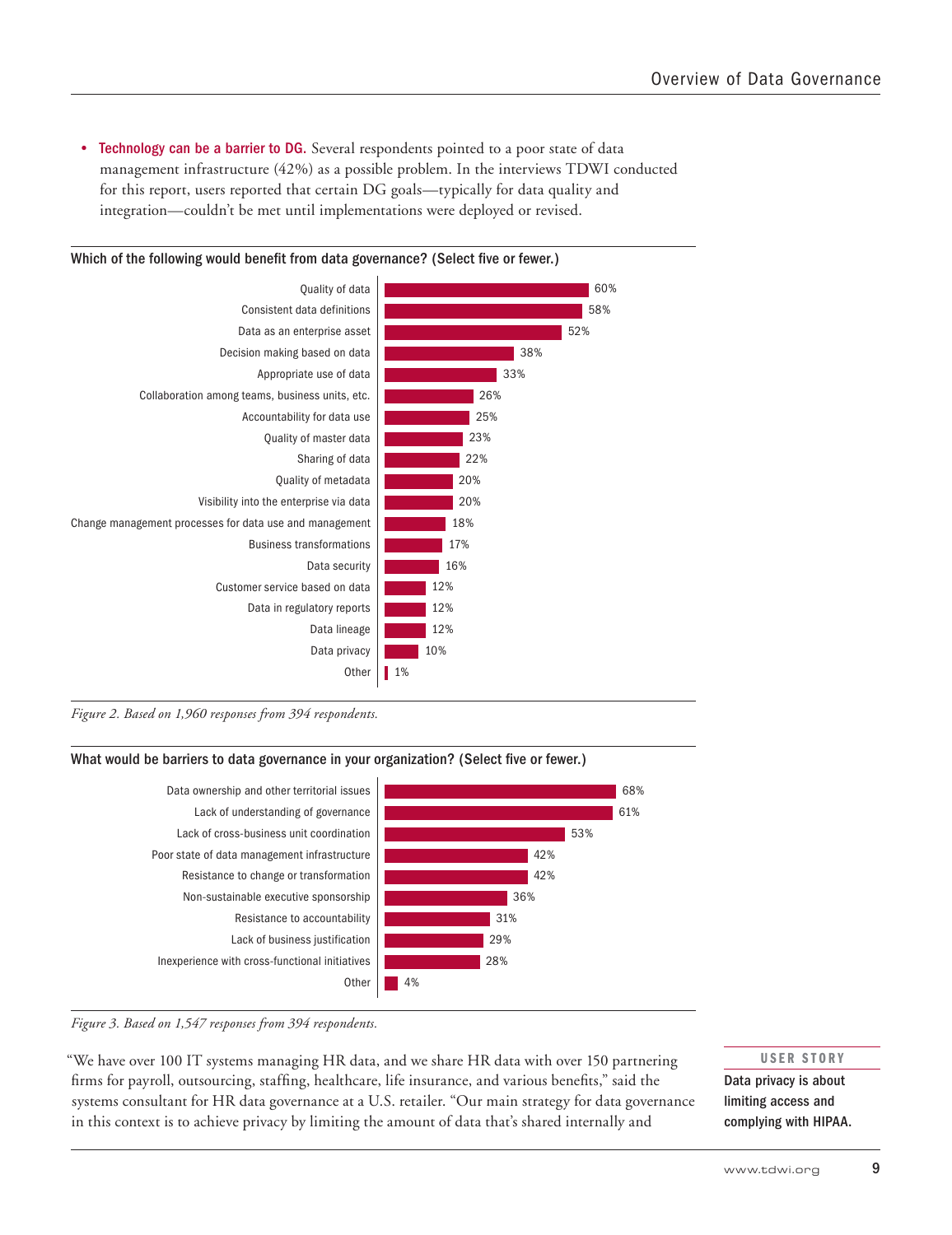- **Technology can be a barrier to DG.** Several respondents pointed to a poor state of data management infrastructure (42%) as a possible problem. In the interviews TDWI conducted for this report, users reported that certain DG goals—typically for data quality and integration—couldn't be met until implementations were deployed or revised.

**Which of the following would benefit from data governance? (Select five or fewer.)**

| Item | Percentage |
|---|---|
| Quality of data | 60% |
| Consistent data definitions | 58% |
| Data as an enterprise asset | 52% |
| Decision making based on data | 38% |
| Appropriate use of data | 33% |
| Collaboration among teams, business units, etc. | 26% |
| Accountability for data use | 25% |
| Quality of master data | 23% |
| Sharing of data | 22% |
| Quality of metadata | 20% |
| Visibility into the enterprise via data | 20% |
| Change management processes for data use and management | 18% |
| Business transformations | 17% |
| Data security | 16% |
| Customer service based on data | 12% |
| Data in regulatory reports | 12% |
| Data lineage | 12% |
| Data privacy | 10% |
| Other | 1% |

*Figure 2. Based on 1,960 responses from 394 respondents.*

**What would be barriers to data governance in your organization? (Select five or fewer.)**

| Item | Percentage |
|---|---|
| Data ownership and other territorial issues | 68% |
| Lack of understanding of governance | 61% |
| Lack of cross-business unit coordination | 53% |
| Poor state of data management infrastructure | 42% |
| Resistance to change or transformation | 42% |
| Non-sustainable executive sponsorship | 36% |
| Resistance to accountability | 31% |
| Lack of business justification | 29% |
| Inexperience with cross-functional initiatives | 28% |
| Other | 4% |

*Figure 3. Based on 1,547 responses from 394 respondents.*

"We have over 100 IT systems managing HR data, and we share HR data with over 150 partnering firms for payroll, outsourcing, staffing, healthcare, life insurance, and various benefits," said the systems consultant for HR data governance at a U.S. retailer. "Our main strategy for data governance in this context is to achieve privacy by limiting the amount of data that's shared internally and

**USER STORY**

**Data privacy is about limiting access and complying with HIPAA.**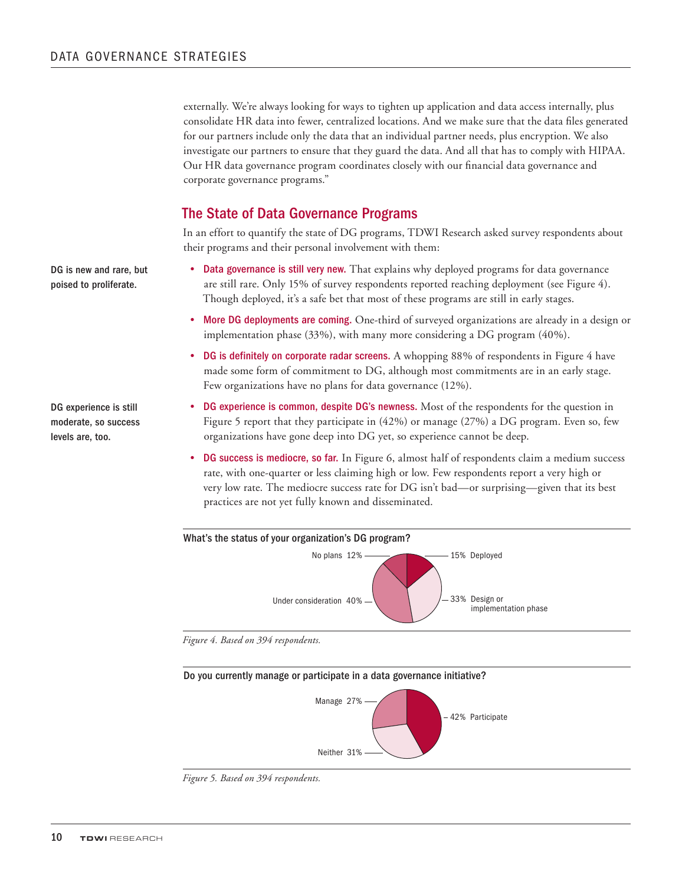externally. We're always looking for ways to tighten up application and data access internally, plus consolidate HR data into fewer, centralized locations. And we make sure that the data files generated for our partners include only the data that an individual partner needs, plus encryption. We also investigate our partners to ensure that they guard the data. And all that has to comply with HIPAA. Our HR data governance program coordinates closely with our financial data governance and corporate governance programs."

## The State of Data Governance Programs

In an effort to quantify the state of DG programs, TDWI Research asked survey respondents about their programs and their personal involvement with them:

**DG is new and rare, but poised to proliferate.**

- **Data governance is still very new.** That explains why deployed programs for data governance are still rare. Only 15% of survey respondents reported reaching deployment (see Figure 4). Though deployed, it's a safe bet that most of these programs are still in early stages.
- **More DG deployments are coming.** One-third of surveyed organizations are already in a design or implementation phase (33%), with many more considering a DG program (40%).
- **DG is definitely on corporate radar screens.** A whopping 88% of respondents in Figure 4 have made some form of commitment to DG, although most commitments are in an early stage. Few organizations have no plans for data governance (12%).

**DG experience is still moderate, so success levels are, too.**

- **DG experience is common, despite DG's newness.** Most of the respondents for the question in Figure 5 report that they participate in (42%) or manage (27%) a DG program. Even so, few organizations have gone deep into DG yet, so experience cannot be deep.
- **DG success is mediocre, so far.** In Figure 6, almost half of respondents claim a medium success rate, with one-quarter or less claiming high or low. Few respondents report a very high or very low rate. The mediocre success rate for DG isn't bad—or surprising—given that its best practices are not yet fully known and disseminated.

**What's the status of your organization's DG program?**

| Status | Percentage |
|---|---|
| Deployed | 15% |
| Design or implementation phase | 33% |
| Under consideration | 40% |
| No plans | 12% |

*Figure 4. Based on 394 respondents.*

**Do you currently manage or participate in a data governance initiative?**

| Response | Percentage |
|---|---|
| Participate | 42% |
| Neither | 31% |
| Manage | 27% |

*Figure 5. Based on 394 respondents.*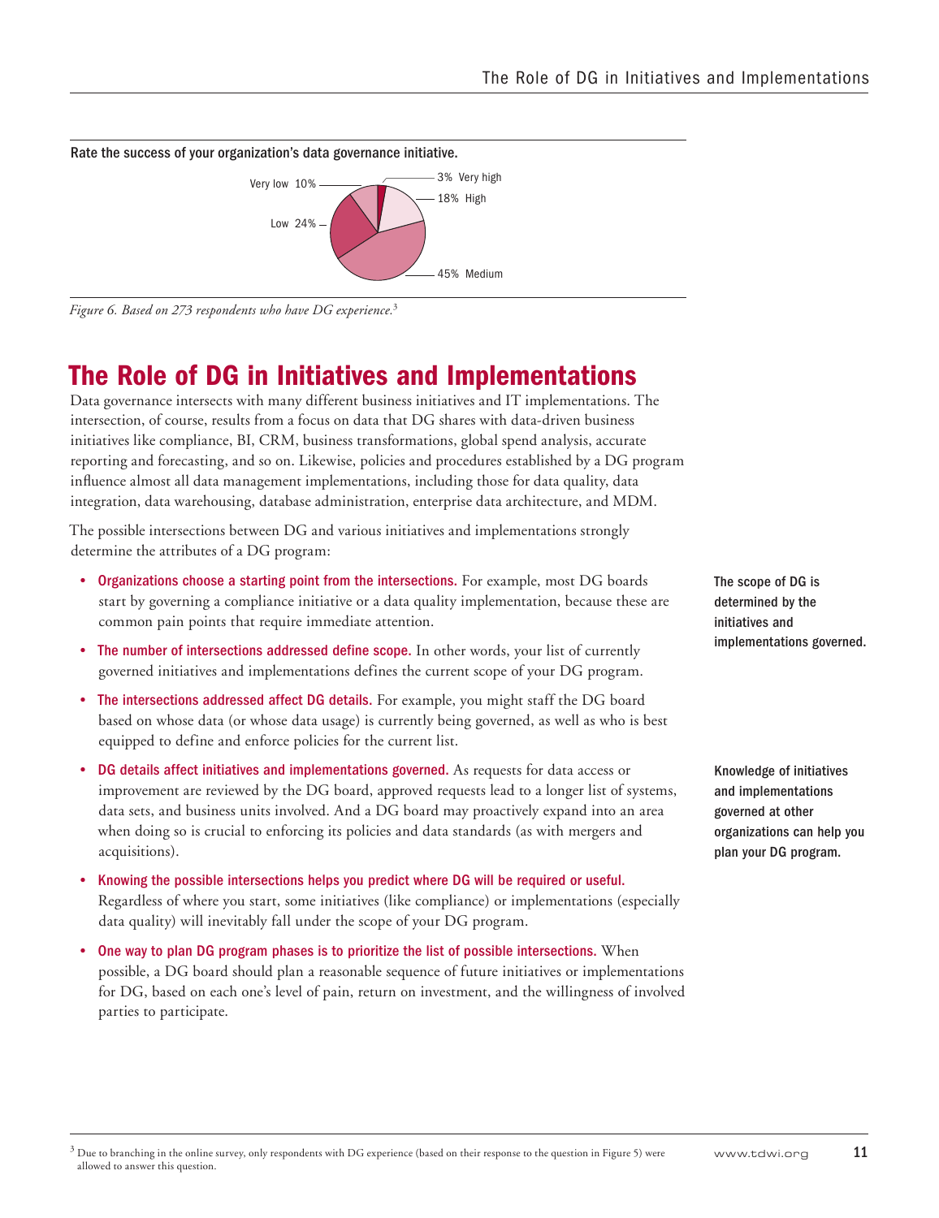**Rate the success of your organization's data governance initiative.**

| Rating | Percentage |
|---|---|
| Very high | 3% |
| High | 18% |
| Medium | 45% |
| Low | 24% |
| Very low | 10% |

*Figure 6. Based on 273 respondents who have DG experience.*[3]

# The Role of DG in Initiatives and Implementations

Data governance intersects with many different business initiatives and IT implementations. The intersection, of course, results from a focus on data that DG shares with data-driven business initiatives like compliance, BI, CRM, business transformations, global spend analysis, accurate reporting and forecasting, and so on. Likewise, policies and procedures established by a DG program influence almost all data management implementations, including those for data quality, data integration, data warehousing, database administration, enterprise data architecture, and MDM.

The possible intersections between DG and various initiatives and implementations strongly determine the attributes of a DG program:

**The scope of DG is determined by the initiatives and implementations governed.**

- **Organizations choose a starting point from the intersections.** For example, most DG boards start by governing a compliance initiative or a data quality implementation, because these are common pain points that require immediate attention.
- **The number of intersections addressed define scope.** In other words, your list of currently governed initiatives and implementations defines the current scope of your DG program.
- **The intersections addressed affect DG details.** For example, you might staff the DG board based on whose data (or whose data usage) is currently being governed, as well as who is best equipped to define and enforce policies for the current list.
- **DG details affect initiatives and implementations governed.** As requests for data access or improvement are reviewed by the DG board, approved requests lead to a longer list of systems, data sets, and business units involved. And a DG board may proactively expand into an area when doing so is crucial to enforcing its policies and data standards (as with mergers and acquisitions).

**Knowledge of initiatives and implementations governed at other organizations can help you plan your DG program.**

- **Knowing the possible intersections helps you predict where DG will be required or useful.** Regardless of where you start, some initiatives (like compliance) or implementations (especially data quality) will inevitably fall under the scope of your DG program.
- **One way to plan DG program phases is to prioritize the list of possible intersections.** When possible, a DG board should plan a reasonable sequence of future initiatives or implementations for DG, based on each one's level of pain, return on investment, and the willingness of involved parties to participate.

[3] Due to branching in the online survey, only respondents with DG experience (based on their response to the question in Figure 5) were allowed to answer this question.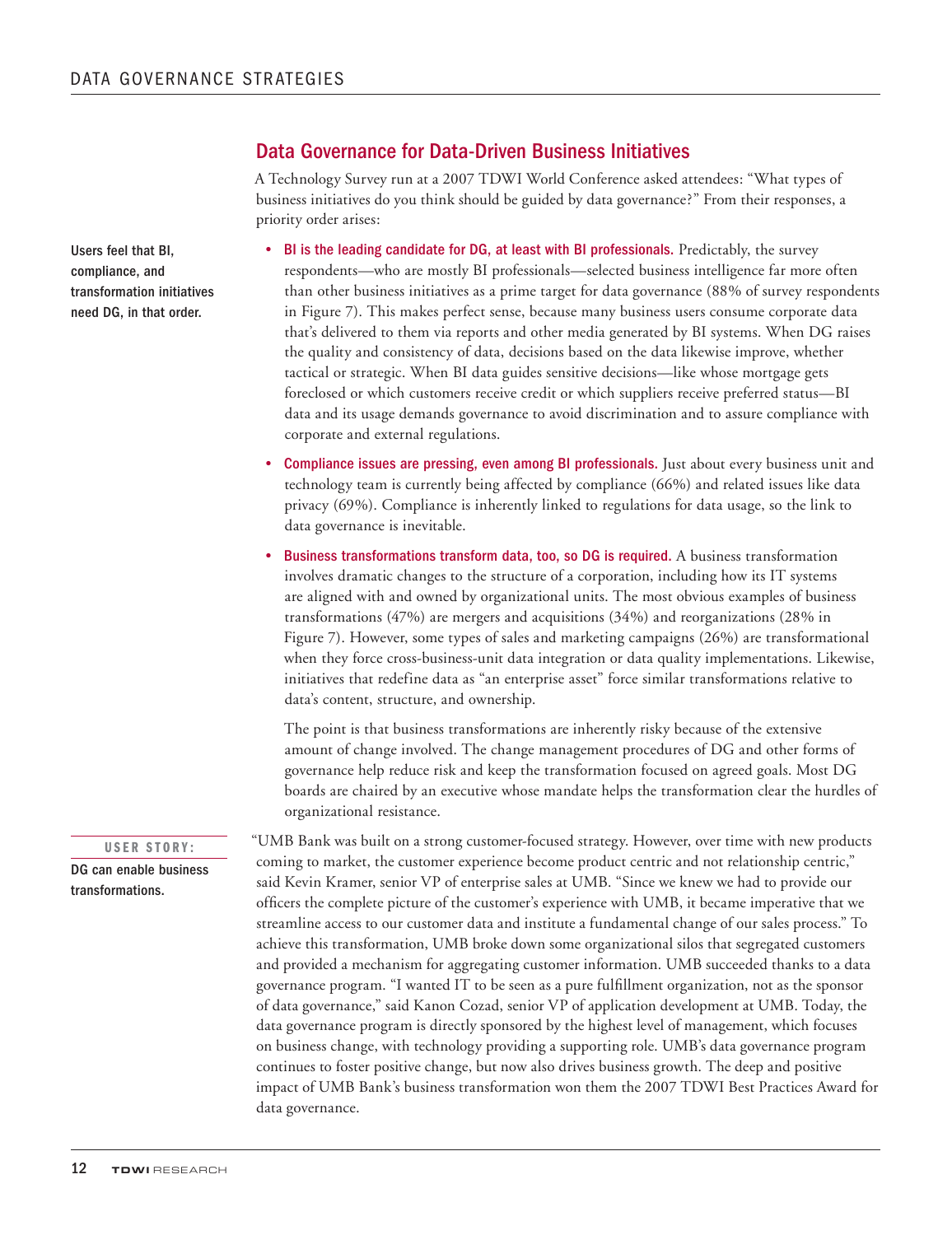## Data Governance for Data-Driven Business Initiatives

A Technology Survey run at a 2007 TDWI World Conference asked attendees: "What types of business initiatives do you think should be guided by data governance?" From their responses, a priority order arises:

**Users feel that BI, compliance, and transformation initiatives need DG, in that order.**

- **BI is the leading candidate for DG, at least with BI professionals.** Predictably, the survey respondents—who are mostly BI professionals—selected business intelligence far more often than other business initiatives as a prime target for data governance (88% of survey respondents in Figure 7). This makes perfect sense, because many business users consume corporate data that's delivered to them via reports and other media generated by BI systems. When DG raises the quality and consistency of data, decisions based on the data likewise improve, whether tactical or strategic. When BI data guides sensitive decisions—like whose mortgage gets foreclosed or which customers receive credit or which suppliers receive preferred status—BI data and its usage demands governance to avoid discrimination and to assure compliance with corporate and external regulations.
- **Compliance issues are pressing, even among BI professionals.** Just about every business unit and technology team is currently being affected by compliance (66%) and related issues like data privacy (69%). Compliance is inherently linked to regulations for data usage, so the link to data governance is inevitable.
- **Business transformations transform data, too, so DG is required.** A business transformation involves dramatic changes to the structure of a corporation, including how its IT systems are aligned with and owned by organizational units. The most obvious examples of business transformations (47%) are mergers and acquisitions (34%) and reorganizations (28% in Figure 7). However, some types of sales and marketing campaigns (26%) are transformational when they force cross-business-unit data integration or data quality implementations. Likewise, initiatives that redefine data as "an enterprise asset" force similar transformations relative to data's content, structure, and ownership.

  The point is that business transformations are inherently risky because of the extensive amount of change involved. The change management procedures of DG and other forms of governance help reduce risk and keep the transformation focused on agreed goals. Most DG boards are chaired by an executive whose mandate helps the transformation clear the hurdles of organizational resistance.

**USER STORY:** **DG can enable business transformations.**

"UMB Bank was built on a strong customer-focused strategy. However, over time with new products coming to market, the customer experience become product centric and not relationship centric," said Kevin Kramer, senior VP of enterprise sales at UMB. "Since we knew we had to provide our officers the complete picture of the customer's experience with UMB, it became imperative that we streamline access to our customer data and institute a fundamental change of our sales process." To achieve this transformation, UMB broke down some organizational silos that segregated customers and provided a mechanism for aggregating customer information. UMB succeeded thanks to a data governance program. "I wanted IT to be seen as a pure fulfillment organization, not as the sponsor of data governance," said Kanon Cozad, senior VP of application development at UMB. Today, the data governance program is directly sponsored by the highest level of management, which focuses on business change, with technology providing a supporting role. UMB's data governance program continues to foster positive change, but now also drives business growth. The deep and positive impact of UMB Bank's business transformation won them the 2007 TDWI Best Practices Award for data governance.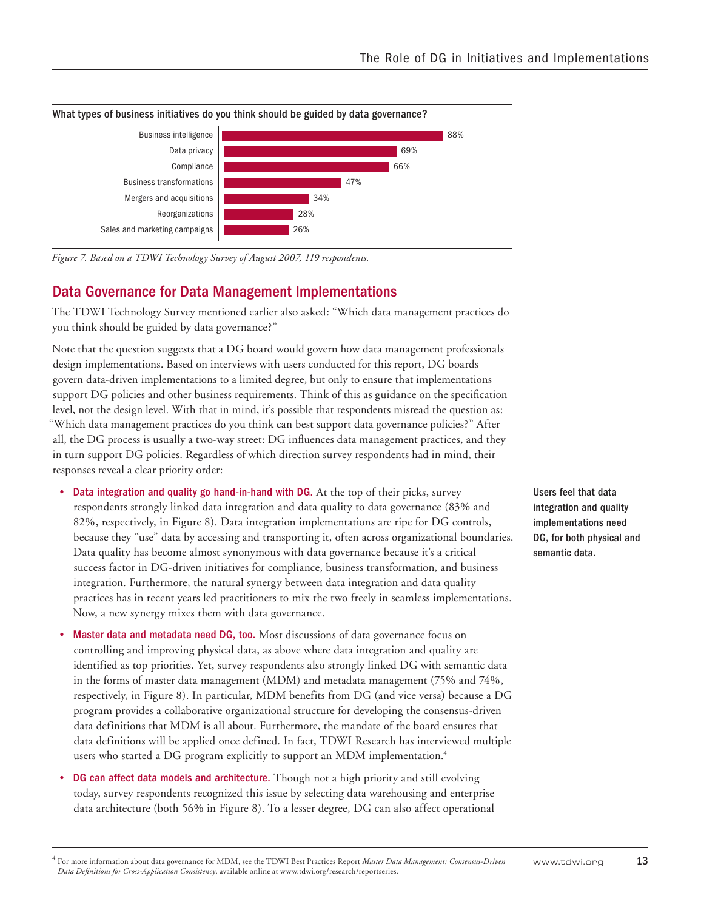What types of business initiatives do you think should be guided by data governance?

| Initiative | Percentage |
| --- | --- |
| Business intelligence | 88% |
| Data privacy | 69% |
| Compliance | 66% |
| Business transformations | 47% |
| Mergers and acquisitions | 34% |
| Reorganizations | 28% |
| Sales and marketing campaigns | 26% |

*Figure 7. Based on a TDWI Technology Survey of August 2007, 119 respondents.*

## Data Governance for Data Management Implementations

The TDWI Technology Survey mentioned earlier also asked: "Which data management practices do you think should be guided by data governance?"

Note that the question suggests that a DG board would govern how data management professionals design implementations. Based on interviews with users conducted for this report, DG boards govern data-driven implementations to a limited degree, but only to ensure that implementations support DG policies and other business requirements. Think of this as guidance on the specification level, not the design level. With that in mind, it's possible that respondents misread the question as: "Which data management practices do you think can best support data governance policies?" After all, the DG process is usually a two-way street: DG influences data management practices, and they in turn support DG policies. Regardless of which direction survey respondents had in mind, their responses reveal a clear priority order:

**Users feel that data integration and quality implementations need DG, for both physical and semantic data.**

- **Data integration and quality go hand-in-hand with DG.** At the top of their picks, survey respondents strongly linked data integration and data quality to data governance (83% and 82%, respectively, in Figure 8). Data integration implementations are ripe for DG controls, because they "use" data by accessing and transporting it, often across organizational boundaries. Data quality has become almost synonymous with data governance because it's a critical success factor in DG-driven initiatives for compliance, business transformation, and business integration. Furthermore, the natural synergy between data integration and data quality practices has in recent years led practitioners to mix the two freely in seamless implementations. Now, a new synergy mixes them with data governance.
- **Master data and metadata need DG, too.** Most discussions of data governance focus on controlling and improving physical data, as above where data integration and quality are identified as top priorities. Yet, survey respondents also strongly linked DG with semantic data in the forms of master data management (MDM) and metadata management (75% and 74%, respectively, in Figure 8). In particular, MDM benefits from DG (and vice versa) because a DG program provides a collaborative organizational structure for developing the consensus-driven data definitions that MDM is all about. Furthermore, the mandate of the board ensures that data definitions will be applied once defined. In fact, TDWI Research has interviewed multiple users who started a DG program explicitly to support an MDM implementation.[4]
- **DG can affect data models and architecture.** Though not a high priority and still evolving today, survey respondents recognized this issue by selecting data warehousing and enterprise data architecture (both 56% in Figure 8). To a lesser degree, DG can also affect operational

[4] For more information about data governance for MDM, see the TDWI Best Practices Report *Master Data Management: Consensus-Driven Data Definitions for Cross-Application Consistency*, available online at www.tdwi.org/research/reportseries.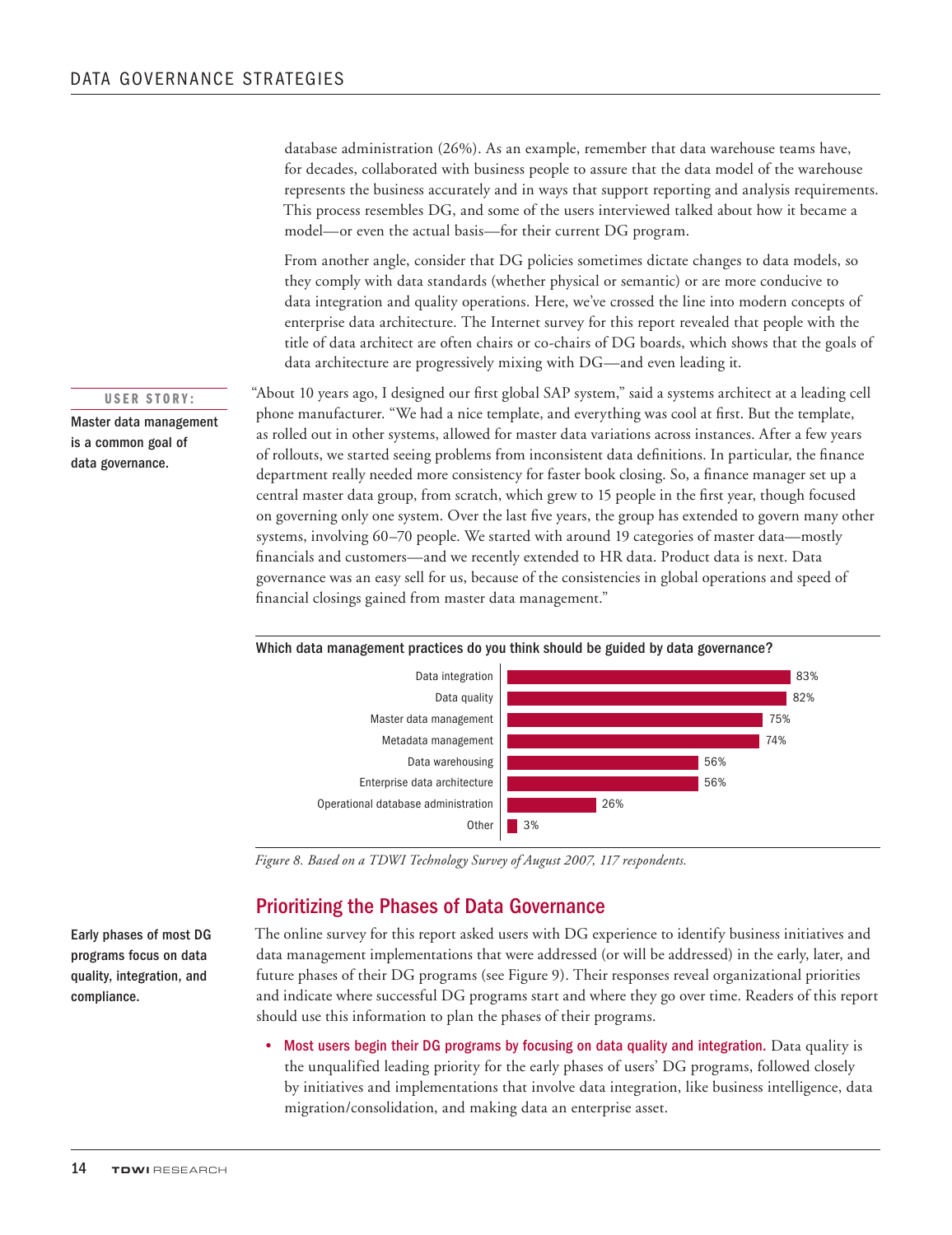database administration (26%). As an example, remember that data warehouse teams have, for decades, collaborated with business people to assure that the data model of the warehouse represents the business accurately and in ways that support reporting and analysis requirements. This process resembles DG, and some of the users interviewed talked about how it became a model—or even the actual basis—for their current DG program.

From another angle, consider that DG policies sometimes dictate changes to data models, so they comply with data standards (whether physical or semantic) or are more conducive to data integration and quality operations. Here, we've crossed the line into modern concepts of enterprise data architecture. The Internet survey for this report revealed that people with the title of data architect are often chairs or co-chairs of DG boards, which shows that the goals of data architecture are progressively mixing with DG—and even leading it.

**USER STORY:** **Master data management is a common goal of data governance.**

"About 10 years ago, I designed our first global SAP system," said a systems architect at a leading cell phone manufacturer. "We had a nice template, and everything was cool at first. But the template, as rolled out in other systems, allowed for master data variations across instances. After a few years of rollouts, we started seeing problems from inconsistent data definitions. In particular, the finance department really needed more consistency for faster book closing. So, a finance manager set up a central master data group, from scratch, which grew to 15 people in the first year, though focused on governing only one system. Over the last five years, the group has extended to govern many other systems, involving 60–70 people. We started with around 19 categories of master data—mostly financials and customers—and we recently extended to HR data. Product data is next. Data governance was an easy sell for us, because of the consistencies in global operations and speed of financial closings gained from master data management."

**Which data management practices do you think should be guided by data governance?**

| Practice | Percentage |
|---|---|
| Data integration | 83% |
| Data quality | 82% |
| Master data management | 75% |
| Metadata management | 74% |
| Data warehousing | 56% |
| Enterprise data architecture | 56% |
| Operational database administration | 26% |
| Other | 3% |

*Figure 8. Based on a TDWI Technology Survey of August 2007, 117 respondents.*

## Prioritizing the Phases of Data Governance

**Early phases of most DG programs focus on data quality, integration, and compliance.**

The online survey for this report asked users with DG experience to identify business initiatives and data management implementations that were addressed (or will be addressed) in the early, later, and future phases of their DG programs (see Figure 9). Their responses reveal organizational priorities and indicate where successful DG programs start and where they go over time. Readers of this report should use this information to plan the phases of their programs.

- **Most users begin their DG programs by focusing on data quality and integration.** Data quality is the unqualified leading priority for the early phases of users' DG programs, followed closely by initiatives and implementations that involve data integration, like business intelligence, data migration/consolidation, and making data an enterprise asset.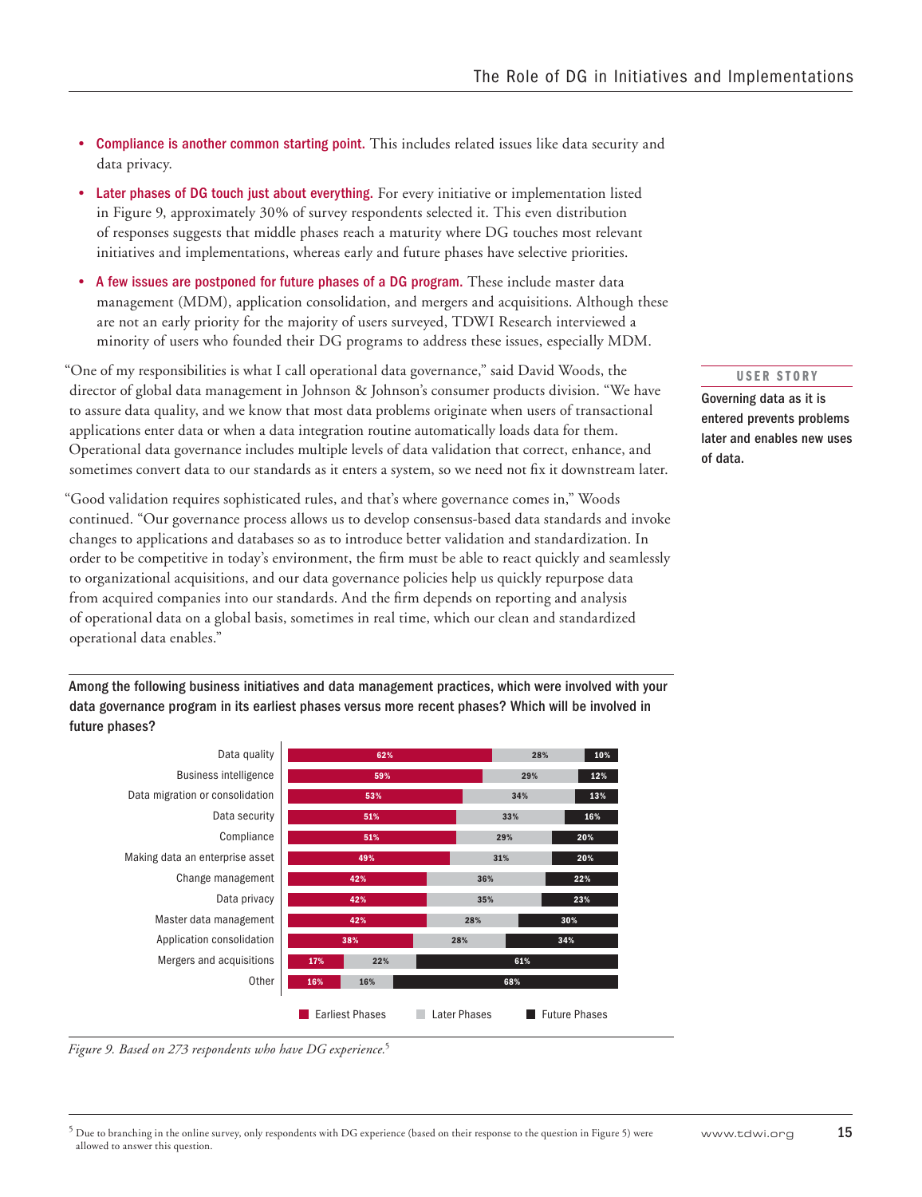- **Compliance is another common starting point.** This includes related issues like data security and data privacy.
- **Later phases of DG touch just about everything.** For every initiative or implementation listed in Figure 9, approximately 30% of survey respondents selected it. This even distribution of responses suggests that middle phases reach a maturity where DG touches most relevant initiatives and implementations, whereas early and future phases have selective priorities.
- **A few issues are postponed for future phases of a DG program.** These include master data management (MDM), application consolidation, and mergers and acquisitions. Although these are not an early priority for the majority of users surveyed, TDWI Research interviewed a minority of users who founded their DG programs to address these issues, especially MDM.

**USER STORY**

**Governing data as it is entered prevents problems later and enables new uses of data.**

"One of my responsibilities is what I call operational data governance," said David Woods, the director of global data management in Johnson & Johnson's consumer products division. "We have to assure data quality, and we know that most data problems originate when users of transactional applications enter data or when a data integration routine automatically loads data for them. Operational data governance includes multiple levels of data validation that correct, enhance, and sometimes convert data to our standards as it enters a system, so we need not fix it downstream later.

"Good validation requires sophisticated rules, and that's where governance comes in," Woods continued. "Our governance process allows us to develop consensus-based data standards and invoke changes to applications and databases so as to introduce better validation and standardization. In order to be competitive in today's environment, the firm must be able to react quickly and seamlessly to organizational acquisitions, and our data governance policies help us quickly repurpose data from acquired companies into our standards. And the firm depends on reporting and analysis of operational data on a global basis, sometimes in real time, which our clean and standardized operational data enables."

**Among the following business initiatives and data management practices, which were involved with your data governance program in its earliest phases versus more recent phases? Which will be involved in future phases?**

| | Earliest Phases | Later Phases | Future Phases |
|---|---|---|---|
| Data quality | 62% | 28% | 10% |
| Business intelligence | 59% | 29% | 12% |
| Data migration or consolidation | 53% | 34% | 13% |
| Data security | 51% | 33% | 16% |
| Compliance | 51% | 29% | 20% |
| Making data an enterprise asset | 49% | 31% | 20% |
| Change management | 42% | 36% | 22% |
| Data privacy | 42% | 35% | 23% |
| Master data management | 42% | 28% | 30% |
| Application consolidation | 38% | 28% | 34% |
| Mergers and acquisitions | 17% | 22% | 61% |
| Other | 16% | 16% | 68% |

*Figure 9. Based on 273 respondents who have DG experience.*[5]

[5] Due to branching in the online survey, only respondents with DG experience (based on their response to the question in Figure 5) were allowed to answer this question.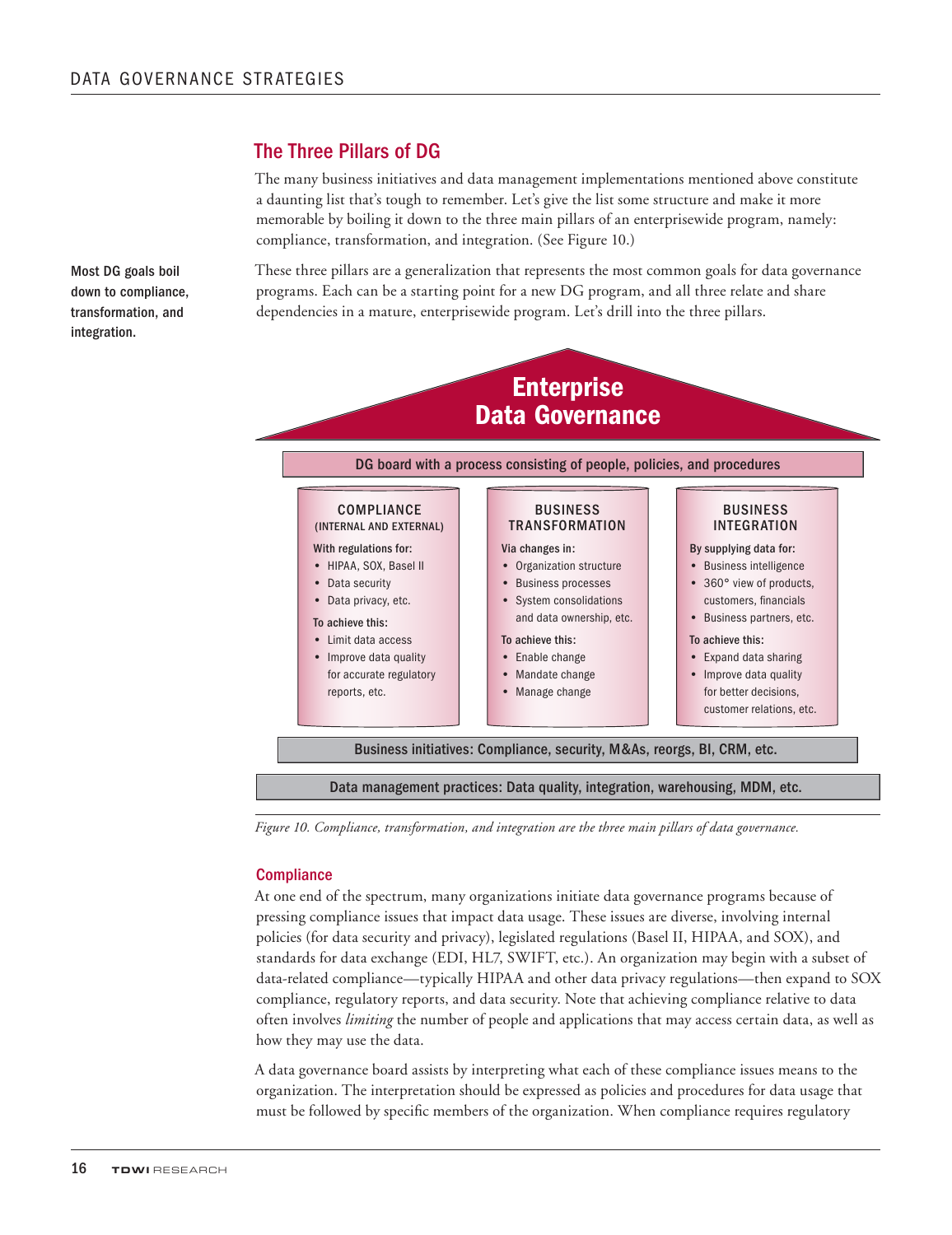## The Three Pillars of DG

The many business initiatives and data management implementations mentioned above constitute a daunting list that's tough to remember. Let's give the list some structure and make it more memorable by boiling it down to the three main pillars of an enterprisewide program, namely: compliance, transformation, and integration. (See Figure 10.)

**Most DG goals boil down to compliance, transformation, and integration.**

These three pillars are a generalization that represents the most common goals for data governance programs. Each can be a starting point for a new DG program, and all three relate and share dependencies in a mature, enterprisewide program. Let's drill into the three pillars.

**Enterprise Data Governance**

DG board with a process consisting of people, policies, and procedures

| COMPLIANCE (INTERNAL AND EXTERNAL) | BUSINESS TRANSFORMATION | BUSINESS INTEGRATION |
|---|---|---|
| With regulations for: | Via changes in: | By supplying data for: |
| • HIPAA, SOX, Basel II | • Organization structure | • Business intelligence |
| • Data security | • Business processes | • 360° view of products, customers, financials |
| • Data privacy, etc. | • System consolidations and data ownership, etc. | • Business partners, etc. |
| To achieve this: | To achieve this: | To achieve this: |
| • Limit data access | • Enable change | • Expand data sharing |
| • Improve data quality for accurate regulatory reports, etc. | • Mandate change | • Improve data quality for better decisions, customer relations, etc. |
| | • Manage change | |

Business initiatives: Compliance, security, M&As, reorgs, BI, CRM, etc.

Data management practices: Data quality, integration, warehousing, MDM, etc.

*Figure 10. Compliance, transformation, and integration are the three main pillars of data governance.*

### Compliance

At one end of the spectrum, many organizations initiate data governance programs because of pressing compliance issues that impact data usage. These issues are diverse, involving internal policies (for data security and privacy), legislated regulations (Basel II, HIPAA, and SOX), and standards for data exchange (EDI, HL7, SWIFT, etc.). An organization may begin with a subset of data-related compliance—typically HIPAA and other data privacy regulations—then expand to SOX compliance, regulatory reports, and data security. Note that achieving compliance relative to data often involves *limiting* the number of people and applications that may access certain data, as well as how they may use the data.

A data governance board assists by interpreting what each of these compliance issues means to the organization. The interpretation should be expressed as policies and procedures for data usage that must be followed by specific members of the organization. When compliance requires regulatory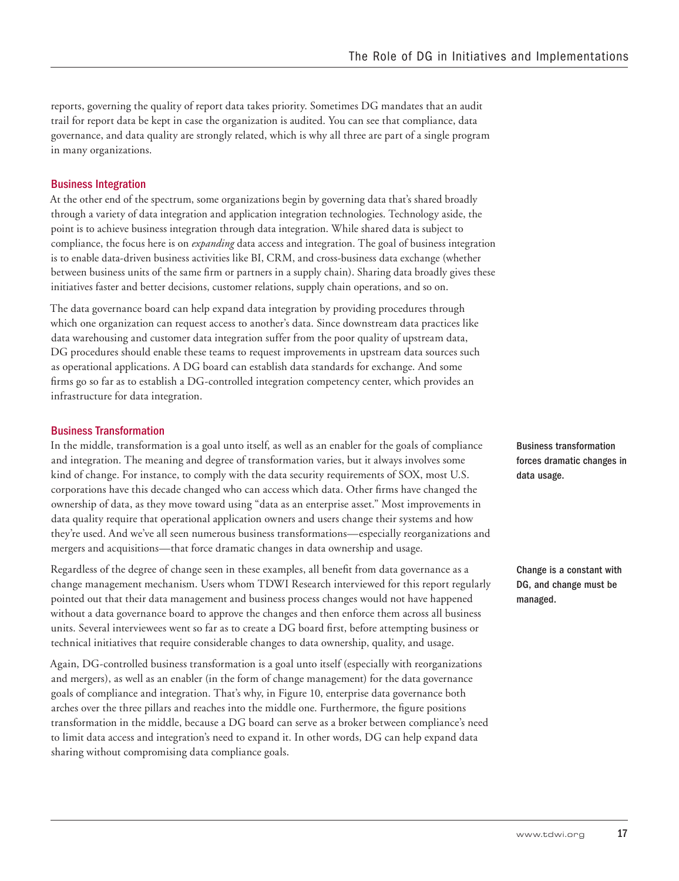reports, governing the quality of report data takes priority. Sometimes DG mandates that an audit trail for report data be kept in case the organization is audited. You can see that compliance, data governance, and data quality are strongly related, which is why all three are part of a single program in many organizations.

### Business Integration

At the other end of the spectrum, some organizations begin by governing data that's shared broadly through a variety of data integration and application integration technologies. Technology aside, the point is to achieve business integration through data integration. While shared data is subject to compliance, the focus here is on *expanding* data access and integration. The goal of business integration is to enable data-driven business activities like BI, CRM, and cross-business data exchange (whether between business units of the same firm or partners in a supply chain). Sharing data broadly gives these initiatives faster and better decisions, customer relations, supply chain operations, and so on.

The data governance board can help expand data integration by providing procedures through which one organization can request access to another's data. Since downstream data practices like data warehousing and customer data integration suffer from the poor quality of upstream data, DG procedures should enable these teams to request improvements in upstream data sources such as operational applications. A DG board can establish data standards for exchange. And some firms go so far as to establish a DG-controlled integration competency center, which provides an infrastructure for data integration.

### Business Transformation

**Business transformation forces dramatic changes in data usage.**

In the middle, transformation is a goal unto itself, as well as an enabler for the goals of compliance and integration. The meaning and degree of transformation varies, but it always involves some kind of change. For instance, to comply with the data security requirements of SOX, most U.S. corporations have this decade changed who can access which data. Other firms have changed the ownership of data, as they move toward using "data as an enterprise asset." Most improvements in data quality require that operational application owners and users change their systems and how they're used. And we've all seen numerous business transformations—especially reorganizations and mergers and acquisitions—that force dramatic changes in data ownership and usage.

**Change is a constant with DG, and change must be managed.**

Regardless of the degree of change seen in these examples, all benefit from data governance as a change management mechanism. Users whom TDWI Research interviewed for this report regularly pointed out that their data management and business process changes would not have happened without a data governance board to approve the changes and then enforce them across all business units. Several interviewees went so far as to create a DG board first, before attempting business or technical initiatives that require considerable changes to data ownership, quality, and usage.

Again, DG-controlled business transformation is a goal unto itself (especially with reorganizations and mergers), as well as an enabler (in the form of change management) for the data governance goals of compliance and integration. That's why, in Figure 10, enterprise data governance both arches over the three pillars and reaches into the middle one. Furthermore, the figure positions transformation in the middle, because a DG board can serve as a broker between compliance's need to limit data access and integration's need to expand it. In other words, DG can help expand data sharing without compromising data compliance goals.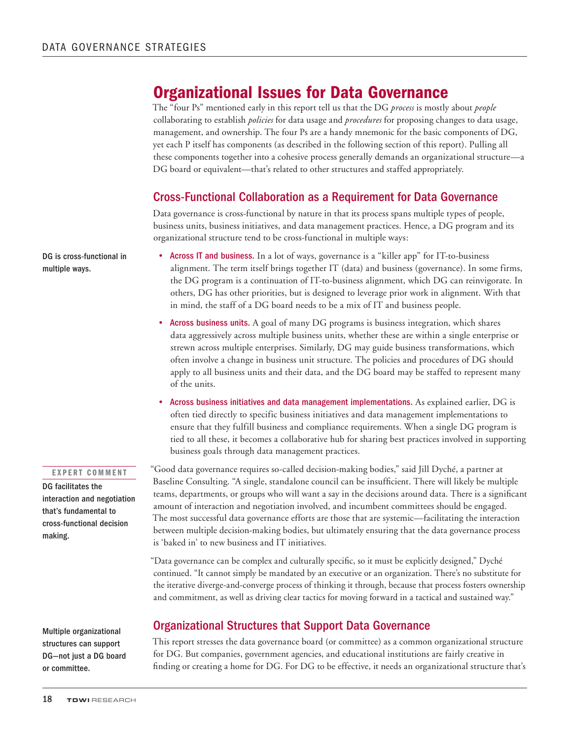# Organizational Issues for Data Governance

The "four Ps" mentioned early in this report tell us that the DG *process* is mostly about *people* collaborating to establish *policies* for data usage and *procedures* for proposing changes to data usage, management, and ownership. The four Ps are a handy mnemonic for the basic components of DG, yet each P itself has components (as described in the following section of this report). Pulling all these components together into a cohesive process generally demands an organizational structure—a DG board or equivalent—that's related to other structures and staffed appropriately.

## Cross-Functional Collaboration as a Requirement for Data Governance

Data governance is cross-functional by nature in that its process spans multiple types of people, business units, business initiatives, and data management practices. Hence, a DG program and its organizational structure tend to be cross-functional in multiple ways:

**DG is cross-functional in multiple ways.**

- **Across IT and business.** In a lot of ways, governance is a "killer app" for IT-to-business alignment. The term itself brings together IT (data) and business (governance). In some firms, the DG program is a continuation of IT-to-business alignment, which DG can reinvigorate. In others, DG has other priorities, but is designed to leverage prior work in alignment. With that in mind, the staff of a DG board needs to be a mix of IT and business people.
- **Across business units.** A goal of many DG programs is business integration, which shares data aggressively across multiple business units, whether these are within a single enterprise or strewn across multiple enterprises. Similarly, DG may guide business transformations, which often involve a change in business unit structure. The policies and procedures of DG should apply to all business units and their data, and the DG board may be staffed to represent many of the units.
- **Across business initiatives and data management implementations.** As explained earlier, DG is often tied directly to specific business initiatives and data management implementations to ensure that they fulfill business and compliance requirements. When a single DG program is tied to all these, it becomes a collaborative hub for sharing best practices involved in supporting business goals through data management practices.

**EXPERT COMMENT**

**DG facilitates the interaction and negotiation that's fundamental to cross-functional decision making.**

"Good data governance requires so-called decision-making bodies," said Jill Dyché, a partner at Baseline Consulting. "A single, standalone council can be insufficient. There will likely be multiple teams, departments, or groups who will want a say in the decisions around data. There is a significant amount of interaction and negotiation involved, and incumbent committees should be engaged. The most successful data governance efforts are those that are systemic—facilitating the interaction between multiple decision-making bodies, but ultimately ensuring that the data governance process is 'baked in' to new business and IT initiatives.

"Data governance can be complex and culturally specific, so it must be explicitly designed," Dyché continued. "It cannot simply be mandated by an executive or an organization. There's no substitute for the iterative diverge-and-converge process of thinking it through, because that process fosters ownership and commitment, as well as driving clear tactics for moving forward in a tactical and sustained way."

## Organizational Structures that Support Data Governance

**Multiple organizational structures can support DG—not just a DG board or committee.**

This report stresses the data governance board (or committee) as a common organizational structure for DG. But companies, government agencies, and educational institutions are fairly creative in finding or creating a home for DG. For DG to be effective, it needs an organizational structure that's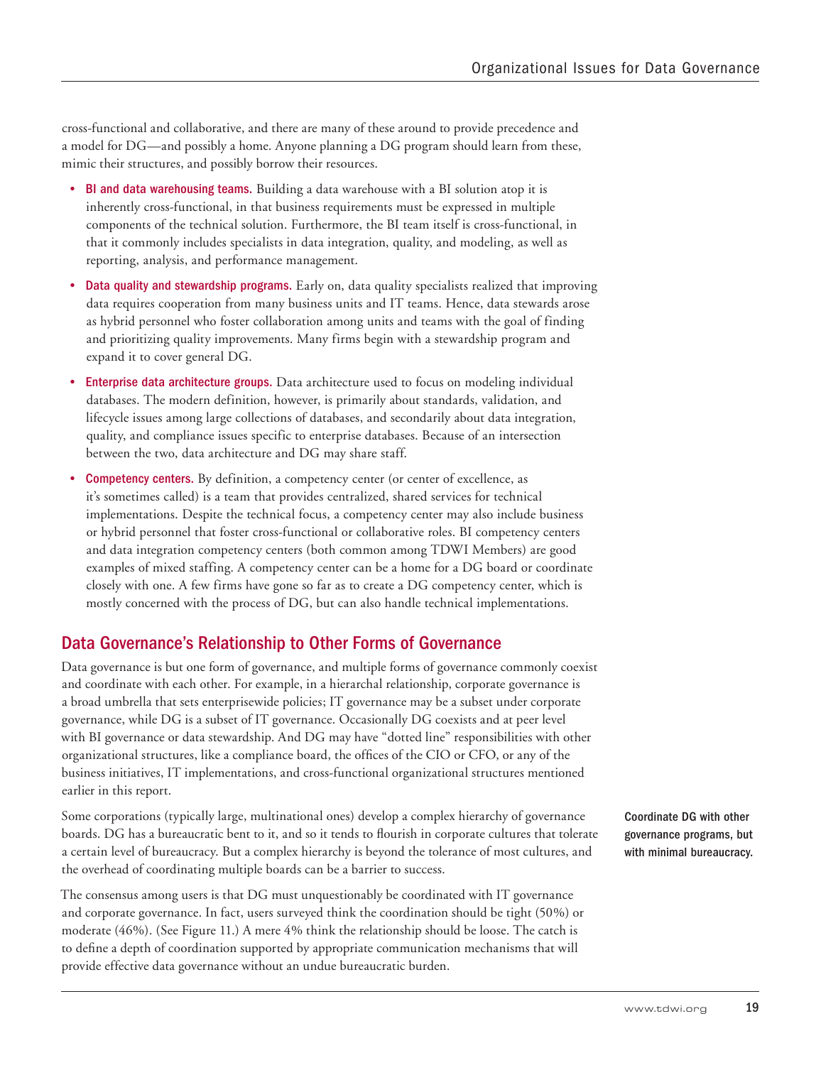cross-functional and collaborative, and there are many of these around to provide precedence and a model for DG—and possibly a home. Anyone planning a DG program should learn from these, mimic their structures, and possibly borrow their resources.

- **BI and data warehousing teams.** Building a data warehouse with a BI solution atop it is inherently cross-functional, in that business requirements must be expressed in multiple components of the technical solution. Furthermore, the BI team itself is cross-functional, in that it commonly includes specialists in data integration, quality, and modeling, as well as reporting, analysis, and performance management.
- **Data quality and stewardship programs.** Early on, data quality specialists realized that improving data requires cooperation from many business units and IT teams. Hence, data stewards arose as hybrid personnel who foster collaboration among units and teams with the goal of finding and prioritizing quality improvements. Many firms begin with a stewardship program and expand it to cover general DG.
- **Enterprise data architecture groups.** Data architecture used to focus on modeling individual databases. The modern definition, however, is primarily about standards, validation, and lifecycle issues among large collections of databases, and secondarily about data integration, quality, and compliance issues specific to enterprise databases. Because of an intersection between the two, data architecture and DG may share staff.
- **Competency centers.** By definition, a competency center (or center of excellence, as it's sometimes called) is a team that provides centralized, shared services for technical implementations. Despite the technical focus, a competency center may also include business or hybrid personnel that foster cross-functional or collaborative roles. BI competency centers and data integration competency centers (both common among TDWI Members) are good examples of mixed staffing. A competency center can be a home for a DG board or coordinate closely with one. A few firms have gone so far as to create a DG competency center, which is mostly concerned with the process of DG, but can also handle technical implementations.

## Data Governance's Relationship to Other Forms of Governance

Data governance is but one form of governance, and multiple forms of governance commonly coexist and coordinate with each other. For example, in a hierarchal relationship, corporate governance is a broad umbrella that sets enterprisewide policies; IT governance may be a subset under corporate governance, while DG is a subset of IT governance. Occasionally DG coexists and at peer level with BI governance or data stewardship. And DG may have "dotted line" responsibilities with other organizational structures, like a compliance board, the offices of the CIO or CFO, or any of the business initiatives, IT implementations, and cross-functional organizational structures mentioned earlier in this report.

Some corporations (typically large, multinational ones) develop a complex hierarchy of governance boards. DG has a bureaucratic bent to it, and so it tends to flourish in corporate cultures that tolerate a certain level of bureaucracy. But a complex hierarchy is beyond the tolerance of most cultures, and the overhead of coordinating multiple boards can be a barrier to success.

**Coordinate DG with other governance programs, but with minimal bureaucracy.**

The consensus among users is that DG must unquestionably be coordinated with IT governance and corporate governance. In fact, users surveyed think the coordination should be tight (50%) or moderate (46%). (See Figure 11.) A mere 4% think the relationship should be loose. The catch is to define a depth of coordination supported by appropriate communication mechanisms that will provide effective data governance without an undue bureaucratic burden.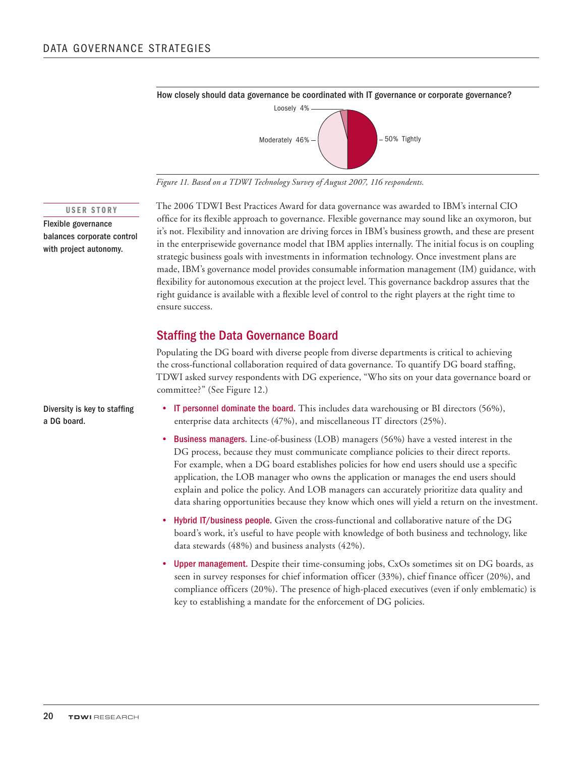**How closely should data governance be coordinated with IT governance or corporate governance?**

Loosely 4%

Moderately 46%

50% Tightly

*Figure 11. Based on a TDWI Technology Survey of August 2007, 116 respondents.*

**USER STORY**

**Flexible governance balances corporate control with project autonomy.**

The 2006 TDWI Best Practices Award for data governance was awarded to IBM's internal CIO office for its flexible approach to governance. Flexible governance may sound like an oxymoron, but it's not. Flexibility and innovation are driving forces in IBM's business growth, and these are present in the enterprisewide governance model that IBM applies internally. The initial focus is on coupling strategic business goals with investments in information technology. Once investment plans are made, IBM's governance model provides consumable information management (IM) guidance, with flexibility for autonomous execution at the project level. This governance backdrop assures that the right guidance is available with a flexible level of control to the right players at the right time to ensure success.

## Staffing the Data Governance Board

Populating the DG board with diverse people from diverse departments is critical to achieving the cross-functional collaboration required of data governance. To quantify DG board staffing, TDWI asked survey respondents with DG experience, "Who sits on your data governance board or committee?" (See Figure 12.)

**Diversity is key to staffing a DG board.**

- **IT personnel dominate the board.** This includes data warehousing or BI directors (56%), enterprise data architects (47%), and miscellaneous IT directors (25%).
- **Business managers.** Line-of-business (LOB) managers (56%) have a vested interest in the DG process, because they must communicate compliance policies to their direct reports. For example, when a DG board establishes policies for how end users should use a specific application, the LOB manager who owns the application or manages the end users should explain and police the policy. And LOB managers can accurately prioritize data quality and data sharing opportunities because they know which ones will yield a return on the investment.
- **Hybrid IT/business people.** Given the cross-functional and collaborative nature of the DG board's work, it's useful to have people with knowledge of both business and technology, like data stewards (48%) and business analysts (42%).
- **Upper management.** Despite their time-consuming jobs, CxOs sometimes sit on DG boards, as seen in survey responses for chief information officer (33%), chief finance officer (20%), and compliance officers (20%). The presence of high-placed executives (even if only emblematic) is key to establishing a mandate for the enforcement of DG policies.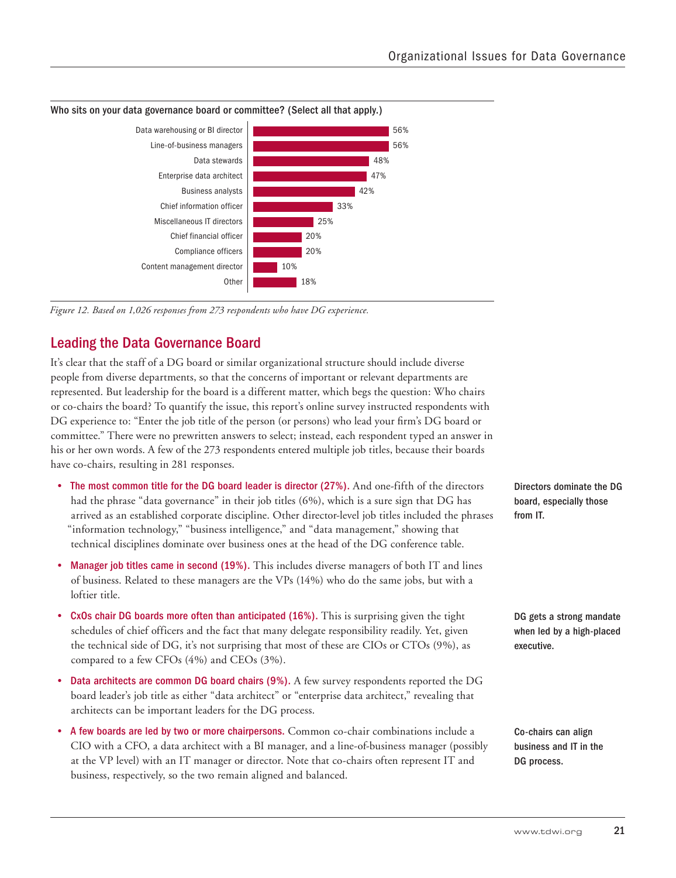**Who sits on your data governance board or committee? (Select all that apply.)**

| Role | Percentage |
|---|---|
| Data warehousing or BI director | 56% |
| Line-of-business managers | 56% |
| Data stewards | 48% |
| Enterprise data architect | 47% |
| Business analysts | 42% |
| Chief information officer | 33% |
| Miscellaneous IT directors | 25% |
| Chief financial officer | 20% |
| Compliance officers | 20% |
| Content management director | 10% |
| Other | 18% |

*Figure 12. Based on 1,026 responses from 273 respondents who have DG experience.*

## Leading the Data Governance Board

It's clear that the staff of a DG board or similar organizational structure should include diverse people from diverse departments, so that the concerns of important or relevant departments are represented. But leadership for the board is a different matter, which begs the question: Who chairs or co-chairs the board? To quantify the issue, this report's online survey instructed respondents with DG experience to: "Enter the job title of the person (or persons) who lead your firm's DG board or committee." There were no prewritten answers to select; instead, each respondent typed an answer in his or her own words. A few of the 273 respondents entered multiple job titles, because their boards have co-chairs, resulting in 281 responses.

- **The most common title for the DG board leader is director (27%).** And one-fifth of the directors had the phrase "data governance" in their job titles (6%), which is a sure sign that DG has arrived as an established corporate discipline. Other director-level job titles included the phrases "information technology," "business intelligence," and "data management," showing that technical disciplines dominate over business ones at the head of the DG conference table.

**Directors dominate the DG board, especially those from IT.**

- **Manager job titles came in second (19%).** This includes diverse managers of both IT and lines of business. Related to these managers are the VPs (14%) who do the same jobs, but with a loftier title.

- **CxOs chair DG boards more often than anticipated (16%).** This is surprising given the tight schedules of chief officers and the fact that many delegate responsibility readily. Yet, given the technical side of DG, it's not surprising that most of these are CIOs or CTOs (9%), as compared to a few CFOs (4%) and CEOs (3%).

**DG gets a strong mandate when led by a high-placed executive.**

- **Data architects are common DG board chairs (9%).** A few survey respondents reported the DG board leader's job title as either "data architect" or "enterprise data architect," revealing that architects can be important leaders for the DG process.

- **A few boards are led by two or more chairpersons.** Common co-chair combinations include a CIO with a CFO, a data architect with a BI manager, and a line-of-business manager (possibly at the VP level) with an IT manager or director. Note that co-chairs often represent IT and business, respectively, so the two remain aligned and balanced.

**Co-chairs can align business and IT in the DG process.**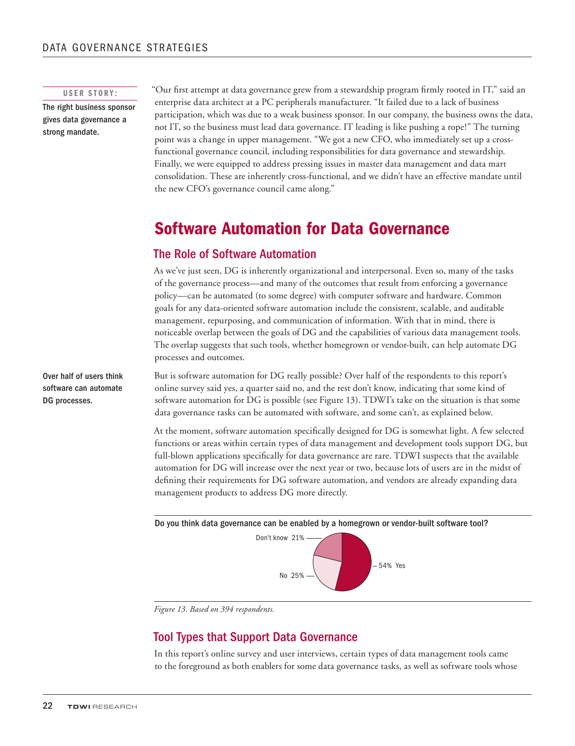**USER STORY:**

**The right business sponsor gives data governance a strong mandate.**

"Our first attempt at data governance grew from a stewardship program firmly rooted in IT," said an enterprise data architect at a PC peripherals manufacturer. "It failed due to a lack of business participation, which was due to a weak business sponsor. In our company, the business owns the data, not IT, so the business must lead data governance. IT leading is like pushing a rope!" The turning point was a change in upper management. "We got a new CFO, who immediately set up a cross-functional governance council, including responsibilities for data governance and stewardship. Finally, we were equipped to address pressing issues in master data management and data mart consolidation. These are inherently cross-functional, and we didn't have an effective mandate until the new CFO's governance council came along."

# Software Automation for Data Governance

## The Role of Software Automation

As we've just seen, DG is inherently organizational and interpersonal. Even so, many of the tasks of the governance process—and many of the outcomes that result from enforcing a governance policy—can be automated (to some degree) with computer software and hardware. Common goals for any data-oriented software automation include the consistent, scalable, and auditable management, repurposing, and communication of information. With that in mind, there is noticeable overlap between the goals of DG and the capabilities of various data management tools. The overlap suggests that such tools, whether homegrown or vendor-built, can help automate DG processes and outcomes.

**Over half of users think software can automate DG processes.**

But is software automation for DG really possible? Over half of the respondents to this report's online survey said yes, a quarter said no, and the rest don't know, indicating that some kind of software automation for DG is possible (see Figure 13). TDWI's take on the situation is that some data governance tasks can be automated with software, and some can't, as explained below.

At the moment, software automation specifically designed for DG is somewhat light. A few selected functions or areas within certain types of data management and development tools support DG, but full-blown applications specifically for data governance are rare. TDWI suspects that the available automation for DG will increase over the next year or two, because lots of users are in the midst of defining their requirements for DG software automation, and vendors are already expanding data management products to address DG more directly.

**Do you think data governance can be enabled by a homegrown or vendor-built software tool?**

| Response | Percentage |
| --- | --- |
| Yes | 54% |
| No | 25% |
| Don't know | 21% |

*Figure 13. Based on 394 respondents.*

## Tool Types that Support Data Governance

In this report's online survey and user interviews, certain types of data management tools came to the foreground as both enablers for some data governance tasks, as well as software tools whose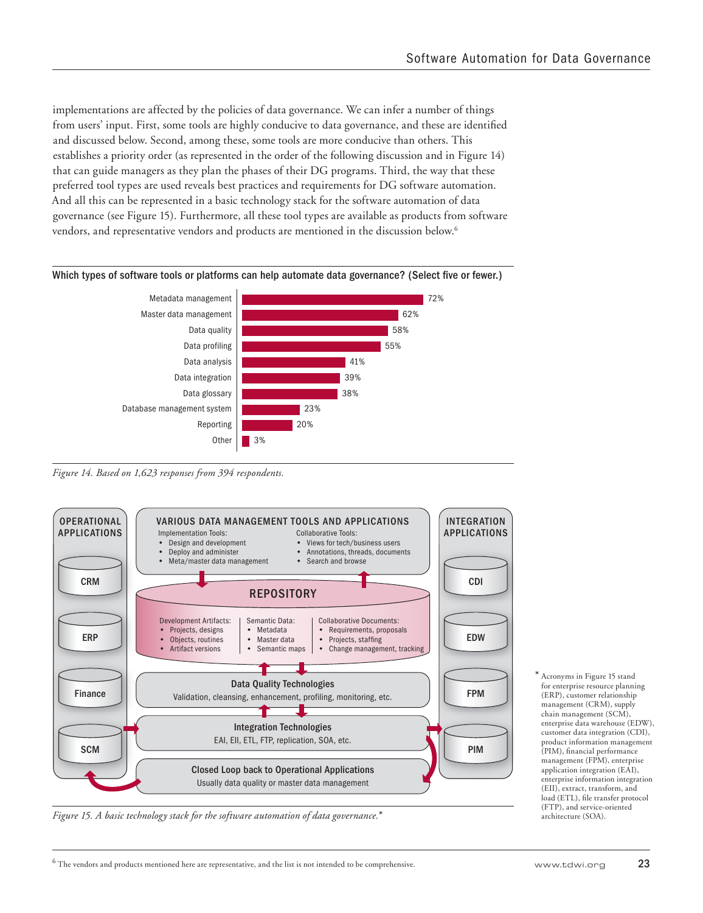implementations are affected by the policies of data governance. We can infer a number of things from users' input. First, some tools are highly conducive to data governance, and these are identified and discussed below. Second, among these, some tools are more conducive than others. This establishes a priority order (as represented in the order of the following discussion and in Figure 14) that can guide managers as they plan the phases of their DG programs. Third, the way that these preferred tool types are used reveals best practices and requirements for DG software automation. And all this can be represented in a basic technology stack for the software automation of data governance (see Figure 15). Furthermore, all these tool types are available as products from software vendors, and representative vendors and products are mentioned in the discussion below.[6]

**Which types of software tools or platforms can help automate data governance? (Select five or fewer.)**

| Tool type | Percentage |
|---|---|
| Metadata management | 72% |
| Master data management | 62% |
| Data quality | 58% |
| Data profiling | 55% |
| Data analysis | 41% |
| Data integration | 39% |
| Data glossary | 38% |
| Database management system | 23% |
| Reporting | 20% |
| Other | 3% |

*Figure 14. Based on 1,623 responses from 394 respondents.*

**OPERATIONAL APPLICATIONS**
- CRM
- ERP
- Finance
- SCM

**VARIOUS DATA MANAGEMENT TOOLS AND APPLICATIONS**

Implementation Tools:
- Design and development
- Deploy and administer
- Meta/master data management

Collaborative Tools:
- Views for tech/business users
- Annotations, threads, documents
- Search and browse

**REPOSITORY**

Development Artifacts:
- Projects, designs
- Objects, routines
- Artifact versions

Semantic Data:
- Metadata
- Master data
- Semantic maps

Collaborative Documents:
- Requirements, proposals
- Projects, staffing
- Change management, tracking

**Data Quality Technologies**
Validation, cleansing, enhancement, profiling, monitoring, etc.

**Integration Technologies**
EAI, EII, ETL, FTP, replication, SOA, etc.

**Closed Loop back to Operational Applications**
Usually data quality or master data management

**INTEGRATION APPLICATIONS**
- CDI
- EDW
- FPM
- PIM

*Figure 15. A basic technology stack for the software automation of data governance.**

* Acronyms in Figure 15 stand for enterprise resource planning (ERP), customer relationship management (CRM), supply chain management (SCM), enterprise data warehouse (EDW), customer data integration (CDI), product information management (PIM), financial performance management (FPM), enterprise application integration (EAI), enterprise information integration (EII), extract, transform, and load (ETL), file transfer protocol (FTP), and service-oriented architecture (SOA).

[6] The vendors and products mentioned here are representative, and the list is not intended to be comprehensive.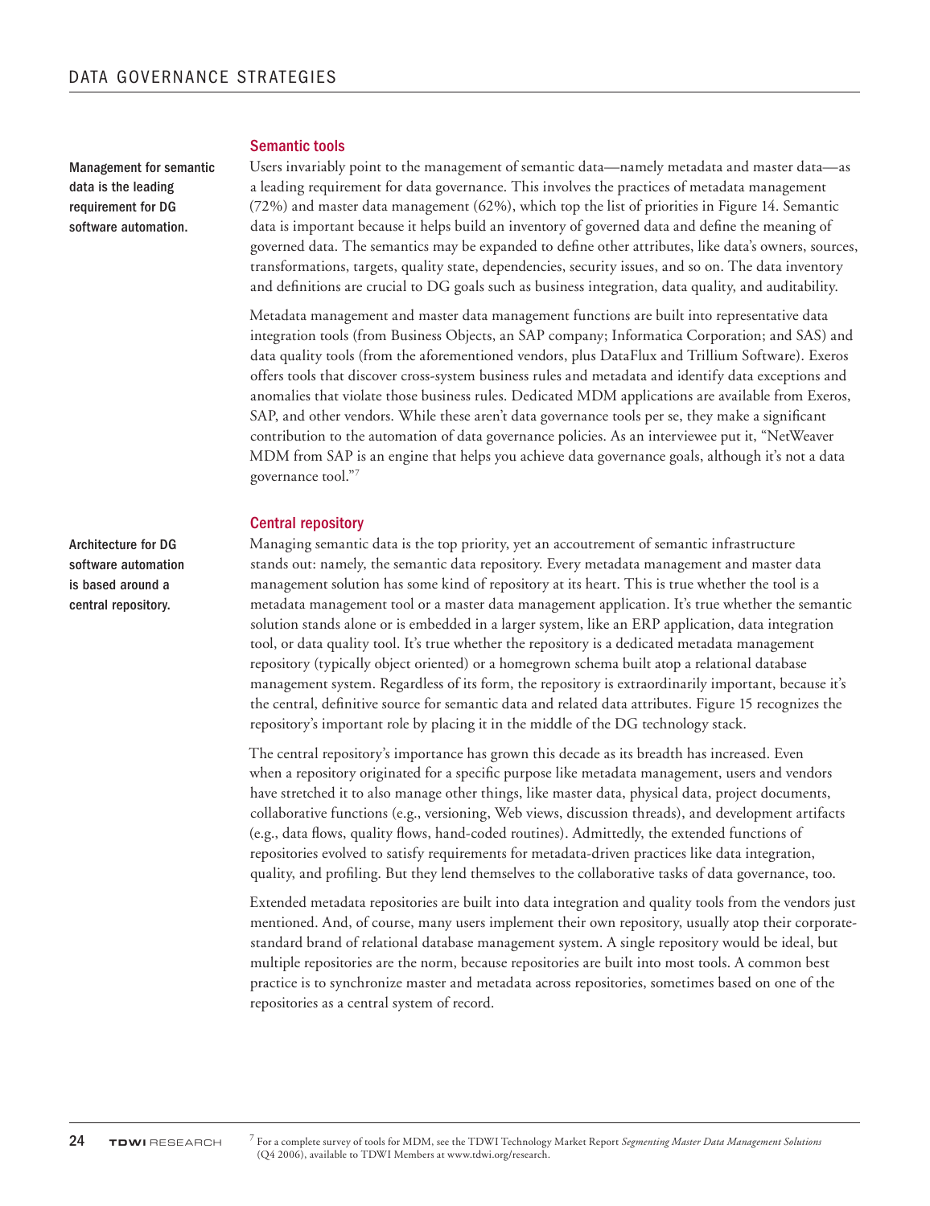Management for semantic data is the leading requirement for DG software automation.

## Semantic tools

Users invariably point to the management of semantic data—namely metadata and master data—as a leading requirement for data governance. This involves the practices of metadata management (72%) and master data management (62%), which top the list of priorities in Figure 14. Semantic data is important because it helps build an inventory of governed data and define the meaning of governed data. The semantics may be expanded to define other attributes, like data's owners, sources, transformations, targets, quality state, dependencies, security issues, and so on. The data inventory and definitions are crucial to DG goals such as business integration, data quality, and auditability.

Metadata management and master data management functions are built into representative data integration tools (from Business Objects, an SAP company; Informatica Corporation; and SAS) and data quality tools (from the aforementioned vendors, plus DataFlux and Trillium Software). Exeros offers tools that discover cross-system business rules and metadata and identify data exceptions and anomalies that violate those business rules. Dedicated MDM applications are available from Exeros, SAP, and other vendors. While these aren't data governance tools per se, they make a significant contribution to the automation of data governance policies. As an interviewee put it, "NetWeaver MDM from SAP is an engine that helps you achieve data governance goals, although it's not a data governance tool."[7]

Architecture for DG software automation is based around a central repository.

## Central repository

Managing semantic data is the top priority, yet an accoutrement of semantic infrastructure stands out: namely, the semantic data repository. Every metadata management and master data management solution has some kind of repository at its heart. This is true whether the tool is a metadata management tool or a master data management application. It's true whether the semantic solution stands alone or is embedded in a larger system, like an ERP application, data integration tool, or data quality tool. It's true whether the repository is a dedicated metadata management repository (typically object oriented) or a homegrown schema built atop a relational database management system. Regardless of its form, the repository is extraordinarily important, because it's the central, definitive source for semantic data and related data attributes. Figure 15 recognizes the repository's important role by placing it in the middle of the DG technology stack.

The central repository's importance has grown this decade as its breadth has increased. Even when a repository originated for a specific purpose like metadata management, users and vendors have stretched it to also manage other things, like master data, physical data, project documents, collaborative functions (e.g., versioning, Web views, discussion threads), and development artifacts (e.g., data flows, quality flows, hand-coded routines). Admittedly, the extended functions of repositories evolved to satisfy requirements for metadata-driven practices like data integration, quality, and profiling. But they lend themselves to the collaborative tasks of data governance, too.

Extended metadata repositories are built into data integration and quality tools from the vendors just mentioned. And, of course, many users implement their own repository, usually atop their corporate-standard brand of relational database management system. A single repository would be ideal, but multiple repositories are the norm, because repositories are built into most tools. A common best practice is to synchronize master and metadata across repositories, sometimes based on one of the repositories as a central system of record.

[7] For a complete survey of tools for MDM, see the TDWI Technology Market Report *Segmenting Master Data Management Solutions* (Q4 2006), available to TDWI Members at www.tdwi.org/research.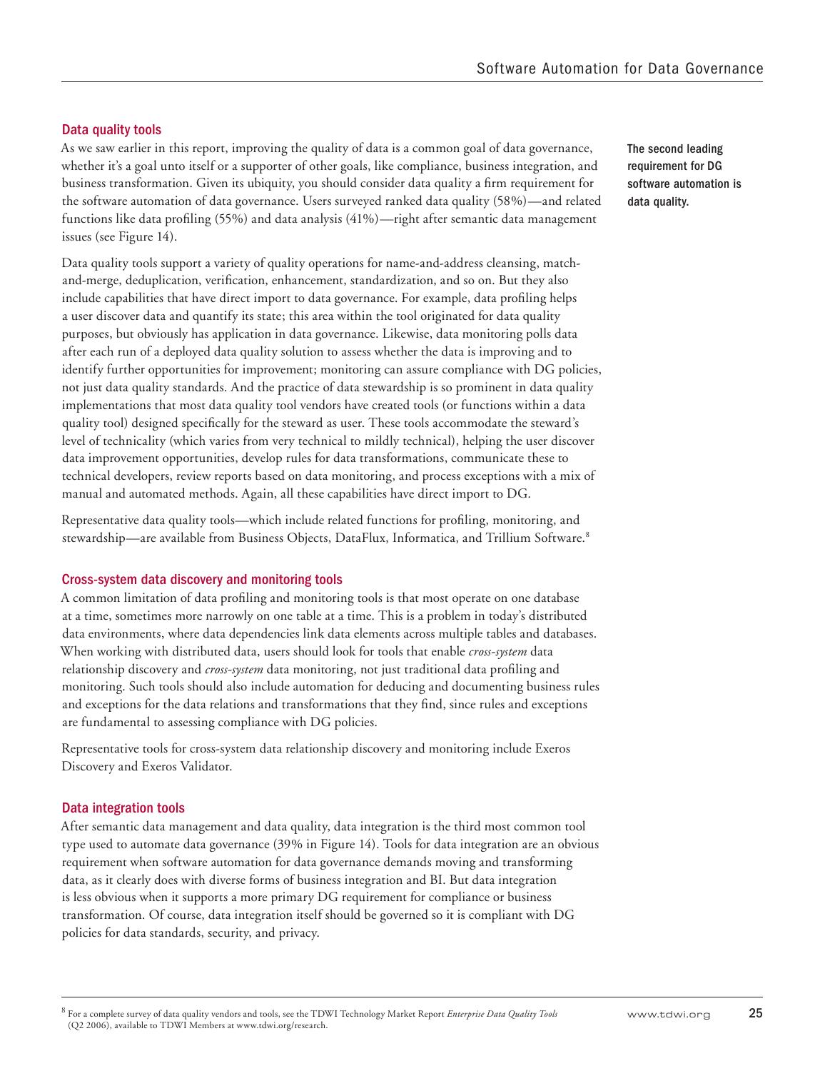### Data quality tools

As we saw earlier in this report, improving the quality of data is a common goal of data governance, whether it's a goal unto itself or a supporter of other goals, like compliance, business integration, and business transformation. Given its ubiquity, you should consider data quality a firm requirement for the software automation of data governance. Users surveyed ranked data quality (58%)—and related functions like data profiling (55%) and data analysis (41%)—right after semantic data management issues (see Figure 14).

**The second leading requirement for DG software automation is data quality.**

Data quality tools support a variety of quality operations for name-and-address cleansing, match-and-merge, deduplication, verification, enhancement, standardization, and so on. But they also include capabilities that have direct import to data governance. For example, data profiling helps a user discover data and quantify its state; this area within the tool originated for data quality purposes, but obviously has application in data governance. Likewise, data monitoring polls data after each run of a deployed data quality solution to assess whether the data is improving and to identify further opportunities for improvement; monitoring can assure compliance with DG policies, not just data quality standards. And the practice of data stewardship is so prominent in data quality implementations that most data quality tool vendors have created tools (or functions within a data quality tool) designed specifically for the steward as user. These tools accommodate the steward's level of technicality (which varies from very technical to mildly technical), helping the user discover data improvement opportunities, develop rules for data transformations, communicate these to technical developers, review reports based on data monitoring, and process exceptions with a mix of manual and automated methods. Again, all these capabilities have direct import to DG.

Representative data quality tools—which include related functions for profiling, monitoring, and stewardship—are available from Business Objects, DataFlux, Informatica, and Trillium Software.[8]

### Cross-system data discovery and monitoring tools

A common limitation of data profiling and monitoring tools is that most operate on one database at a time, sometimes more narrowly on one table at a time. This is a problem in today's distributed data environments, where data dependencies link data elements across multiple tables and databases. When working with distributed data, users should look for tools that enable *cross-system* data relationship discovery and *cross-system* data monitoring, not just traditional data profiling and monitoring. Such tools should also include automation for deducing and documenting business rules and exceptions for the data relations and transformations that they find, since rules and exceptions are fundamental to assessing compliance with DG policies.

Representative tools for cross-system data relationship discovery and monitoring include Exeros Discovery and Exeros Validator.

### Data integration tools

After semantic data management and data quality, data integration is the third most common tool type used to automate data governance (39% in Figure 14). Tools for data integration are an obvious requirement when software automation for data governance demands moving and transforming data, as it clearly does with diverse forms of business integration and BI. But data integration is less obvious when it supports a more primary DG requirement for compliance or business transformation. Of course, data integration itself should be governed so it is compliant with DG policies for data standards, security, and privacy.

[8] For a complete survey of data quality vendors and tools, see the TDWI Technology Market Report *Enterprise Data Quality Tools* (Q2 2006), available to TDWI Members at www.tdwi.org/research.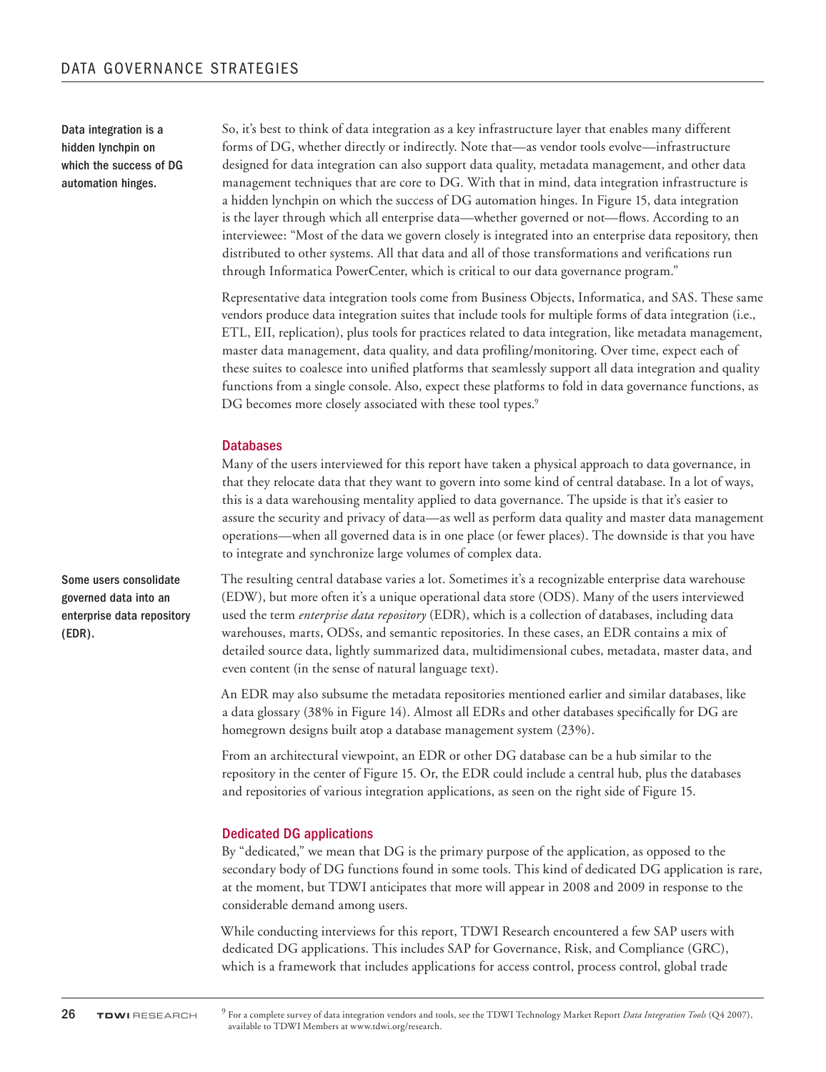**Data integration is a hidden lynchpin on which the success of DG automation hinges.**

So, it's best to think of data integration as a key infrastructure layer that enables many different forms of DG, whether directly or indirectly. Note that—as vendor tools evolve—infrastructure designed for data integration can also support data quality, metadata management, and other data management techniques that are core to DG. With that in mind, data integration infrastructure is a hidden lynchpin on which the success of DG automation hinges. In Figure 15, data integration is the layer through which all enterprise data—whether governed or not—flows. According to an interviewee: "Most of the data we govern closely is integrated into an enterprise data repository, then distributed to other systems. All that data and all of those transformations and verifications run through Informatica PowerCenter, which is critical to our data governance program."

Representative data integration tools come from Business Objects, Informatica, and SAS. These same vendors produce data integration suites that include tools for multiple forms of data integration (i.e., ETL, EII, replication), plus tools for practices related to data integration, like metadata management, master data management, data quality, and data profiling/monitoring. Over time, expect each of these suites to coalesce into unified platforms that seamlessly support all data integration and quality functions from a single console. Also, expect these platforms to fold in data governance functions, as DG becomes more closely associated with these tool types.[9]

### Databases

Many of the users interviewed for this report have taken a physical approach to data governance, in that they relocate data that they want to govern into some kind of central database. In a lot of ways, this is a data warehousing mentality applied to data governance. The upside is that it's easier to assure the security and privacy of data—as well as perform data quality and master data management operations—when all governed data is in one place (or fewer places). The downside is that you have to integrate and synchronize large volumes of complex data.

**Some users consolidate governed data into an enterprise data repository (EDR).**

The resulting central database varies a lot. Sometimes it's a recognizable enterprise data warehouse (EDW), but more often it's a unique operational data store (ODS). Many of the users interviewed used the term *enterprise data repository* (EDR), which is a collection of databases, including data warehouses, marts, ODSs, and semantic repositories. In these cases, an EDR contains a mix of detailed source data, lightly summarized data, multidimensional cubes, metadata, master data, and even content (in the sense of natural language text).

An EDR may also subsume the metadata repositories mentioned earlier and similar databases, like a data glossary (38% in Figure 14). Almost all EDRs and other databases specifically for DG are homegrown designs built atop a database management system (23%).

From an architectural viewpoint, an EDR or other DG database can be a hub similar to the repository in the center of Figure 15. Or, the EDR could include a central hub, plus the databases and repositories of various integration applications, as seen on the right side of Figure 15.

### Dedicated DG applications

By "dedicated," we mean that DG is the primary purpose of the application, as opposed to the secondary body of DG functions found in some tools. This kind of dedicated DG application is rare, at the moment, but TDWI anticipates that more will appear in 2008 and 2009 in response to the considerable demand among users.

While conducting interviews for this report, TDWI Research encountered a few SAP users with dedicated DG applications. This includes SAP for Governance, Risk, and Compliance (GRC), which is a framework that includes applications for access control, process control, global trade

[9] For a complete survey of data integration vendors and tools, see the TDWI Technology Market Report *Data Integration Tools* (Q4 2007), available to TDWI Members at www.tdwi.org/research.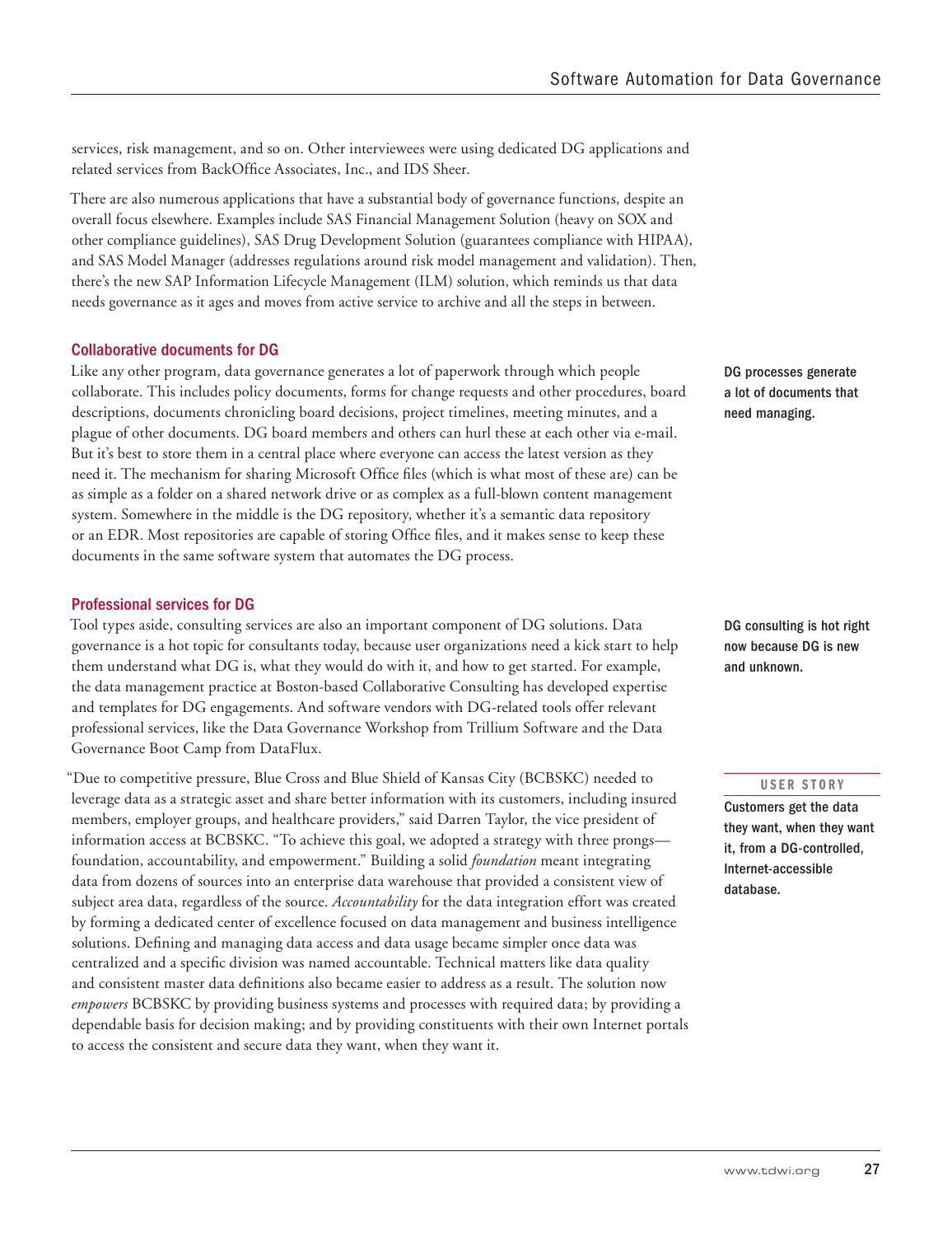services, risk management, and so on. Other interviewees were using dedicated DG applications and related services from BackOffice Associates, Inc., and IDS Sheer.

There are also numerous applications that have a substantial body of governance functions, despite an overall focus elsewhere. Examples include SAS Financial Management Solution (heavy on SOX and other compliance guidelines), SAS Drug Development Solution (guarantees compliance with HIPAA), and SAS Model Manager (addresses regulations around risk model management and validation). Then, there's the new SAP Information Lifecycle Management (ILM) solution, which reminds us that data needs governance as it ages and moves from active service to archive and all the steps in between.

### Collaborative documents for DG

**DG processes generate a lot of documents that need managing.**

Like any other program, data governance generates a lot of paperwork through which people collaborate. This includes policy documents, forms for change requests and other procedures, board descriptions, documents chronicling board decisions, project timelines, meeting minutes, and a plague of other documents. DG board members and others can hurl these at each other via e-mail. But it's best to store them in a central place where everyone can access the latest version as they need it. The mechanism for sharing Microsoft Office files (which is what most of these are) can be as simple as a folder on a shared network drive or as complex as a full-blown content management system. Somewhere in the middle is the DG repository, whether it's a semantic data repository or an EDR. Most repositories are capable of storing Office files, and it makes sense to keep these documents in the same software system that automates the DG process.

### Professional services for DG

**DG consulting is hot right now because DG is new and unknown.**

Tool types aside, consulting services are also an important component of DG solutions. Data governance is a hot topic for consultants today, because user organizations need a kick start to help them understand what DG is, what they would do with it, and how to get started. For example, the data management practice at Boston-based Collaborative Consulting has developed expertise and templates for DG engagements. And software vendors with DG-related tools offer relevant professional services, like the Data Governance Workshop from Trillium Software and the Data Governance Boot Camp from DataFlux.

**USER STORY**

**Customers get the data they want, when they want it, from a DG-controlled, Internet-accessible database.**

"Due to competitive pressure, Blue Cross and Blue Shield of Kansas City (BCBSKC) needed to leverage data as a strategic asset and share better information with its customers, including insured members, employer groups, and healthcare providers," said Darren Taylor, the vice president of information access at BCBSKC. "To achieve this goal, we adopted a strategy with three prongs—foundation, accountability, and empowerment." Building a solid *foundation* meant integrating data from dozens of sources into an enterprise data warehouse that provided a consistent view of subject area data, regardless of the source. *Accountability* for the data integration effort was created by forming a dedicated center of excellence focused on data management and business intelligence solutions. Defining and managing data access and data usage became simpler once data was centralized and a specific division was named accountable. Technical matters like data quality and consistent master data definitions also became easier to address as a result. The solution now *empowers* BCBSKC by providing business systems and processes with required data; by providing a dependable basis for decision making; and by providing constituents with their own Internet portals to access the consistent and secure data they want, when they want it.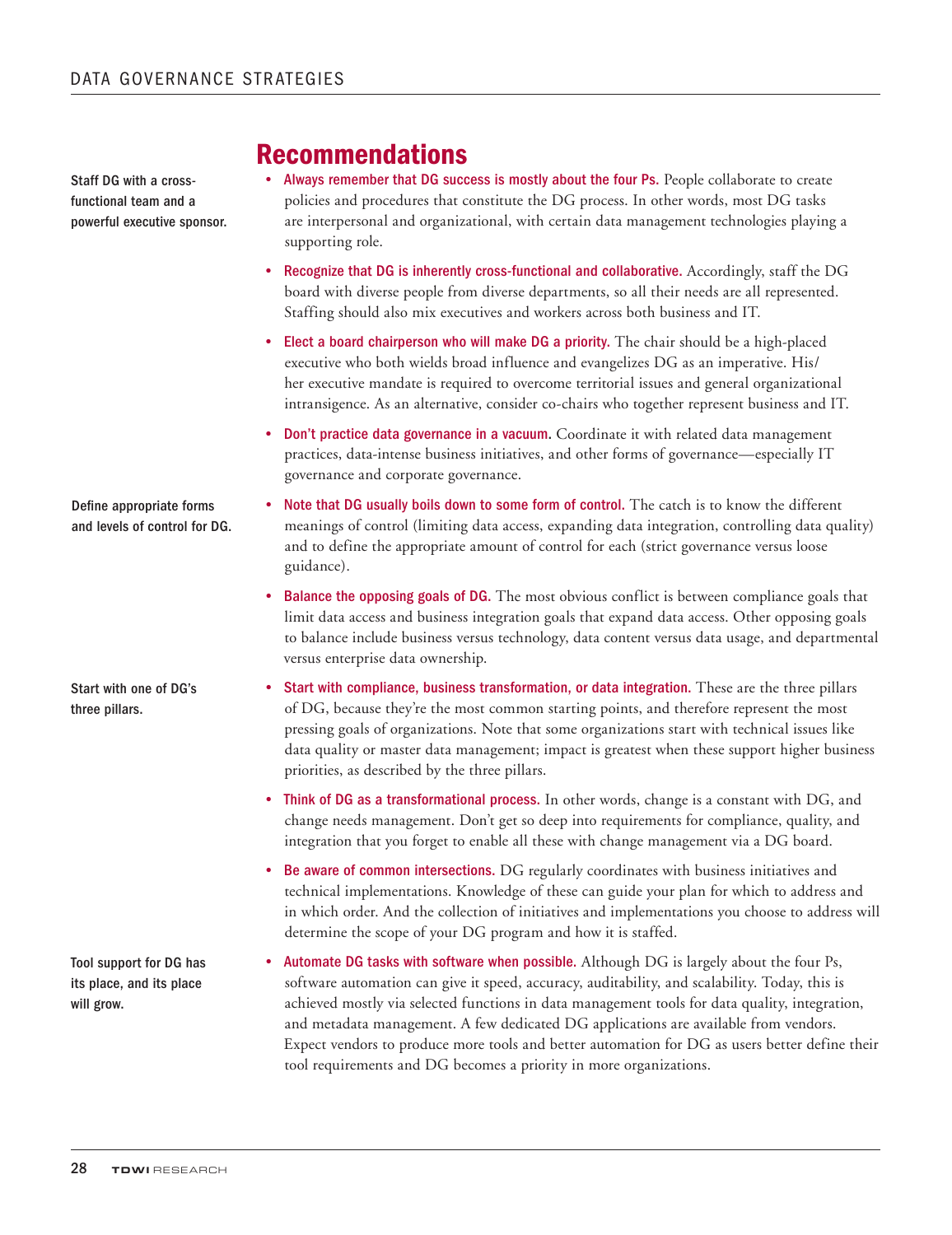## Recommendations

Staff DG with a cross-functional team and a powerful executive sponsor.

- **Always remember that DG success is mostly about the four Ps.** People collaborate to create policies and procedures that constitute the DG process. In other words, most DG tasks are interpersonal and organizational, with certain data management technologies playing a supporting role.
- **Recognize that DG is inherently cross-functional and collaborative.** Accordingly, staff the DG board with diverse people from diverse departments, so all their needs are all represented. Staffing should also mix executives and workers across both business and IT.
- **Elect a board chairperson who will make DG a priority.** The chair should be a high-placed executive who both wields broad influence and evangelizes DG as an imperative. His/her executive mandate is required to overcome territorial issues and general organizational intransigence. As an alternative, consider co-chairs who together represent business and IT.
- **Don't practice data governance in a vacuum.** Coordinate it with related data management practices, data-intense business initiatives, and other forms of governance—especially IT governance and corporate governance.

Define appropriate forms and levels of control for DG.

- **Note that DG usually boils down to some form of control.** The catch is to know the different meanings of control (limiting data access, expanding data integration, controlling data quality) and to define the appropriate amount of control for each (strict governance versus loose guidance).
- **Balance the opposing goals of DG.** The most obvious conflict is between compliance goals that limit data access and business integration goals that expand data access. Other opposing goals to balance include business versus technology, data content versus data usage, and departmental versus enterprise data ownership.

Start with one of DG's three pillars.

- **Start with compliance, business transformation, or data integration.** These are the three pillars of DG, because they're the most common starting points, and therefore represent the most pressing goals of organizations. Note that some organizations start with technical issues like data quality or master data management; impact is greatest when these support higher business priorities, as described by the three pillars.
- **Think of DG as a transformational process.** In other words, change is a constant with DG, and change needs management. Don't get so deep into requirements for compliance, quality, and integration that you forget to enable all these with change management via a DG board.
- **Be aware of common intersections.** DG regularly coordinates with business initiatives and technical implementations. Knowledge of these can guide your plan for which to address and in which order. And the collection of initiatives and implementations you choose to address will determine the scope of your DG program and how it is staffed.

Tool support for DG has its place, and its place will grow.

- **Automate DG tasks with software when possible.** Although DG is largely about the four Ps, software automation can give it speed, accuracy, auditability, and scalability. Today, this is achieved mostly via selected functions in data management tools for data quality, integration, and metadata management. A few dedicated DG applications are available from vendors. Expect vendors to produce more tools and better automation for DG as users better define their tool requirements and DG becomes a priority in more organizations.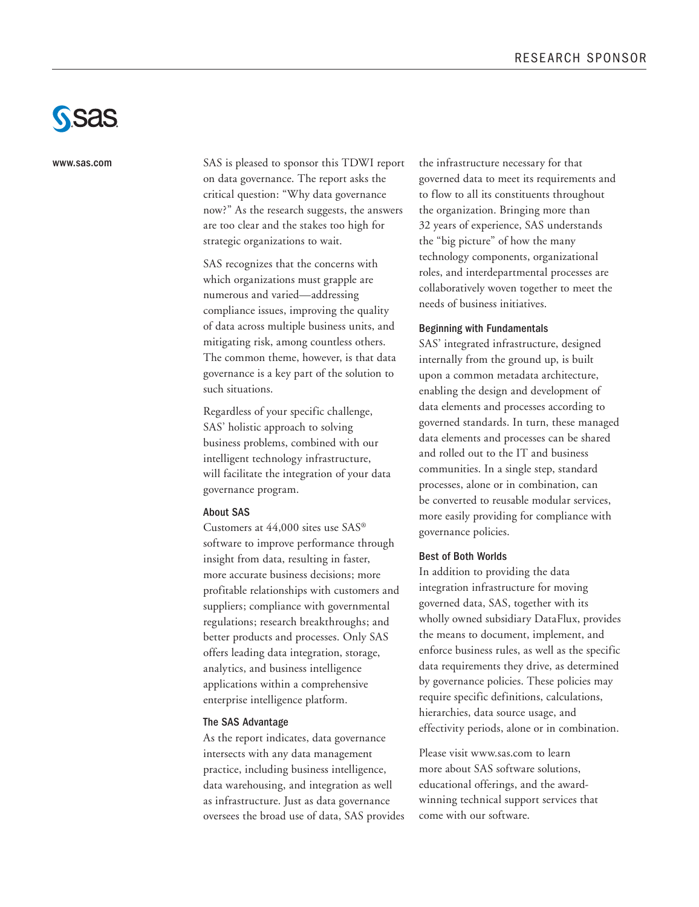# RESEARCH SPONSOR

**SAS**

www.sas.com

SAS is pleased to sponsor this TDWI report on data governance. The report asks the critical question: "Why data governance now?" As the research suggests, the answers are too clear and the stakes too high for strategic organizations to wait.

SAS recognizes that the concerns with which organizations must grapple are numerous and varied—addressing compliance issues, improving the quality of data across multiple business units, and mitigating risk, among countless others. The common theme, however, is that data governance is a key part of the solution to such situations.

Regardless of your specific challenge, SAS' holistic approach to solving business problems, combined with our intelligent technology infrastructure, will facilitate the integration of your data governance program.

### About SAS

Customers at 44,000 sites use SAS® software to improve performance through insight from data, resulting in faster, more accurate business decisions; more profitable relationships with customers and suppliers; compliance with governmental regulations; research breakthroughs; and better products and processes. Only SAS offers leading data integration, storage, analytics, and business intelligence applications within a comprehensive enterprise intelligence platform.

### The SAS Advantage

As the report indicates, data governance intersects with any data management practice, including business intelligence, data warehousing, and integration as well as infrastructure. Just as data governance oversees the broad use of data, SAS provides the infrastructure necessary for that governed data to meet its requirements and to flow to all its constituents throughout the organization. Bringing more than 32 years of experience, SAS understands the "big picture" of how the many technology components, organizational roles, and interdepartmental processes are collaboratively woven together to meet the needs of business initiatives.

### Beginning with Fundamentals

SAS' integrated infrastructure, designed internally from the ground up, is built upon a common metadata architecture, enabling the design and development of data elements and processes according to governed standards. In turn, these managed data elements and processes can be shared and rolled out to the IT and business communities. In a single step, standard processes, alone or in combination, can be converted to reusable modular services, more easily providing for compliance with governance policies.

### Best of Both Worlds

In addition to providing the data integration infrastructure for moving governed data, SAS, together with its wholly owned subsidiary DataFlux, provides the means to document, implement, and enforce business rules, as well as the specific data requirements they drive, as determined by governance policies. These policies may require specific definitions, calculations, hierarchies, data source usage, and effectivity periods, alone or in combination.

Please visit www.sas.com to learn more about SAS software solutions, educational offerings, and the award-winning technical support services that come with our software.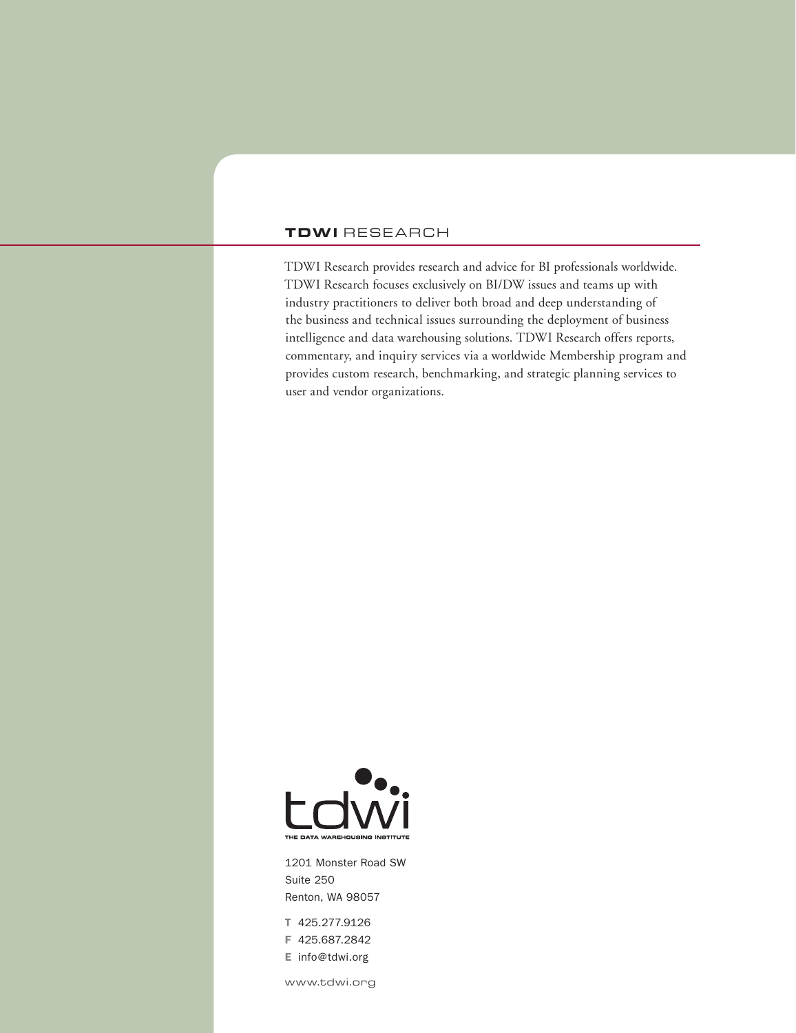**TDWI** RESEARCH

TDWI Research provides research and advice for BI professionals worldwide. TDWI Research focuses exclusively on BI/DW issues and teams up with industry practitioners to deliver both broad and deep understanding of the business and technical issues surrounding the deployment of business intelligence and data warehousing solutions. TDWI Research offers reports, commentary, and inquiry services via a worldwide Membership program and provides custom research, benchmarking, and strategic planning services to user and vendor organizations.

tdwi
THE DATA WAREHOUSING INSTITUTE

1201 Monster Road SW
Suite 250
Renton, WA 98057

**T** 425.277.9126
**F** 425.687.2842
**E** info@tdwi.org

www.tdwi.org